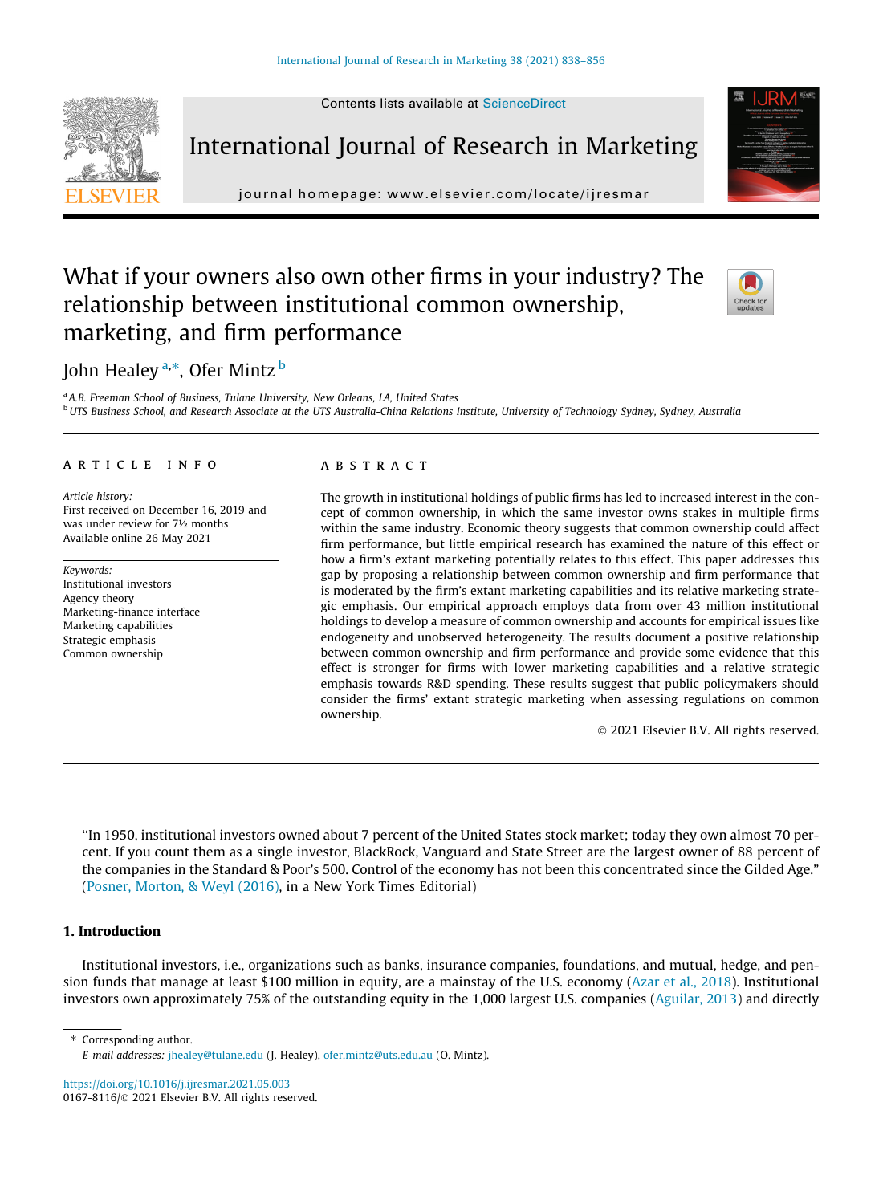# What if your owners also own other firms in your industry? The relationship between institutional common ownership, marketing, and firm performance

John Healey [a,*], Ofer Mintz [b]

[a] A.B. Freeman School of Business, Tulane University, New Orleans, LA, United States

[b] UTS Business School, and Research Associate at the UTS Australia-China Relations Institute, University of Technology Sydney, Sydney, Australia

## ARTICLE INFO

*Article history:*
First received on December 16, 2019 and was under review for 7½ months
Available online 26 May 2021

*Keywords:*
Institutional investors
Agency theory
Marketing-finance interface
Marketing capabilities
Strategic emphasis
Common ownership

## ABSTRACT

The growth in institutional holdings of public firms has led to increased interest in the concept of common ownership, in which the same investor owns stakes in multiple firms within the same industry. Economic theory suggests that common ownership could affect firm performance, but little empirical research has examined the nature of this effect or how a firm's extant marketing potentially relates to this effect. This paper addresses this gap by proposing a relationship between common ownership and firm performance that is moderated by the firm's extant marketing capabilities and its relative marketing strategic emphasis. Our empirical approach employs data from over 43 million institutional holdings to develop a measure of common ownership and accounts for empirical issues like endogeneity and unobserved heterogeneity. The results document a positive relationship between common ownership and firm performance and provide some evidence that this effect is stronger for firms with lower marketing capabilities and a relative strategic emphasis towards R&D spending. These results suggest that public policymakers should consider the firms' extant strategic marketing when assessing regulations on common ownership.

© 2021 Elsevier B.V. All rights reserved.

"In 1950, institutional investors owned about 7 percent of the United States stock market; today they own almost 70 percent. If you count them as a single investor, BlackRock, Vanguard and State Street are the largest owner of 88 percent of the companies in the Standard & Poor's 500. Control of the economy has not been this concentrated since the Gilded Age." (Posner, Morton, & Weyl (2016), in a New York Times Editorial)

## 1. Introduction

Institutional investors, i.e., organizations such as banks, insurance companies, foundations, and mutual, hedge, and pension funds that manage at least $100 million in equity, are a mainstay of the U.S. economy (Azar et al., 2018). Institutional investors own approximately 75% of the outstanding equity in the 1,000 largest U.S. companies (Aguilar, 2013) and directly

* Corresponding author.
*E-mail addresses:* jhealey@tulane.edu (J. Healey), ofer.mintz@uts.edu.au (O. Mintz).

https://doi.org/10.1016/j.ijresmar.2021.05.003
0167-8116/© 2021 Elsevier B.V. All rights reserved.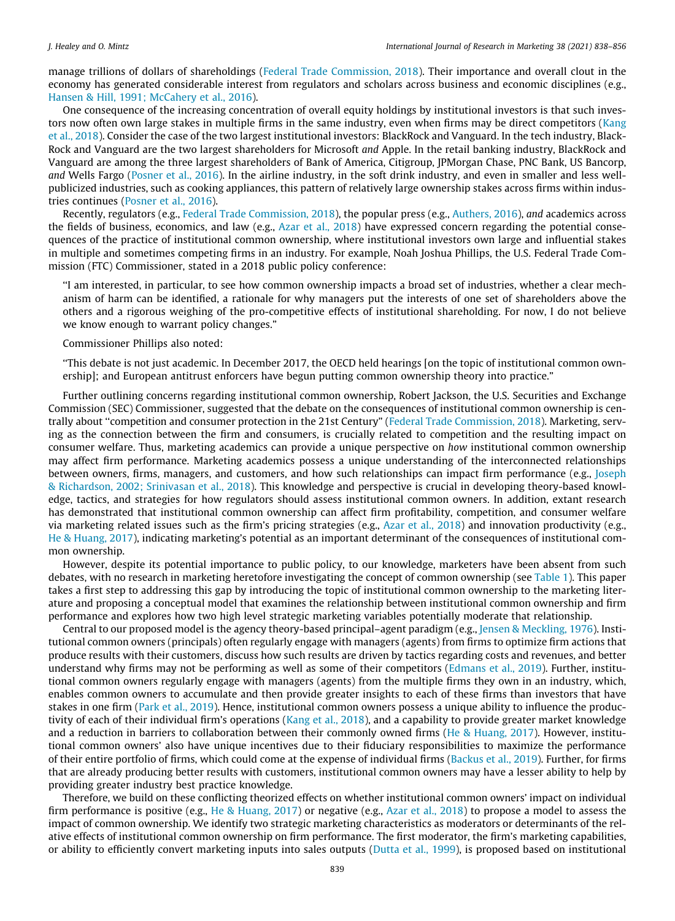manage trillions of dollars of shareholdings (Federal Trade Commission, 2018). Their importance and overall clout in the economy has generated considerable interest from regulators and scholars across business and economic disciplines (e.g., Hansen & Hill, 1991; McCahery et al., 2016).

One consequence of the increasing concentration of overall equity holdings by institutional investors is that such investors now often own large stakes in multiple firms in the same industry, even when firms may be direct competitors (Kang et al., 2018). Consider the case of the two largest institutional investors: BlackRock and Vanguard. In the tech industry, BlackRock and Vanguard are the two largest shareholders for Microsoft *and* Apple. In the retail banking industry, BlackRock and Vanguard are among the three largest shareholders of Bank of America, Citigroup, JPMorgan Chase, PNC Bank, US Bancorp, *and* Wells Fargo (Posner et al., 2016). In the airline industry, in the soft drink industry, and even in smaller and less well-publicized industries, such as cooking appliances, this pattern of relatively large ownership stakes across firms within industries continues (Posner et al., 2016).

Recently, regulators (e.g., Federal Trade Commission, 2018), the popular press (e.g., Authers, 2016), *and* academics across the fields of business, economics, and law (e.g., Azar et al., 2018) have expressed concern regarding the potential consequences of the practice of institutional common ownership, where institutional investors own large and influential stakes in multiple and sometimes competing firms in an industry. For example, Noah Joshua Phillips, the U.S. Federal Trade Commission (FTC) Commissioner, stated in a 2018 public policy conference:

> "I am interested, in particular, to see how common ownership impacts a broad set of industries, whether a clear mechanism of harm can be identified, a rationale for why managers put the interests of one set of shareholders above the others and a rigorous weighing of the pro-competitive effects of institutional shareholding. For now, I do not believe we know enough to warrant policy changes."

Commissioner Phillips also noted:

> "This debate is not just academic. In December 2017, the OECD held hearings [on the topic of institutional common ownership]; and European antitrust enforcers have begun putting common ownership theory into practice."

Further outlining concerns regarding institutional common ownership, Robert Jackson, the U.S. Securities and Exchange Commission (SEC) Commissioner, suggested that the debate on the consequences of institutional common ownership is centrally about "competition and consumer protection in the 21st Century" (Federal Trade Commission, 2018). Marketing, serving as the connection between the firm and consumers, is crucially related to competition and the resulting impact on consumer welfare. Thus, marketing academics can provide a unique perspective on *how* institutional common ownership may affect firm performance. Marketing academics possess a unique understanding of the interconnected relationships between owners, firms, managers, and customers, and how such relationships can impact firm performance (e.g., Joseph & Richardson, 2002; Srinivasan et al., 2018). This knowledge and perspective is crucial in developing theory-based knowledge, tactics, and strategies for how regulators should assess institutional common owners. In addition, extant research has demonstrated that institutional common ownership can affect firm profitability, competition, and consumer welfare via marketing related issues such as the firm's pricing strategies (e.g., Azar et al., 2018) and innovation productivity (e.g., He & Huang, 2017), indicating marketing's potential as an important determinant of the consequences of institutional common ownership.

However, despite its potential importance to public policy, to our knowledge, marketers have been absent from such debates, with no research in marketing heretofore investigating the concept of common ownership (see Table 1). This paper takes a first step to addressing this gap by introducing the topic of institutional common ownership to the marketing literature and proposing a conceptual model that examines the relationship between institutional common ownership and firm performance and explores how two high level strategic marketing variables potentially moderate that relationship.

Central to our proposed model is the agency theory-based principal–agent paradigm (e.g., Jensen & Meckling, 1976). Institutional common owners (principals) often regularly engage with managers (agents) from firms to optimize firm actions that produce results with their customers, discuss how such results are driven by tactics regarding costs and revenues, and better understand why firms may not be performing as well as some of their competitors (Edmans et al., 2019). Further, institutional common owners regularly engage with managers (agents) from the multiple firms they own in an industry, which, enables common owners to accumulate and then provide greater insights to each of these firms than investors that have stakes in one firm (Park et al., 2019). Hence, institutional common owners possess a unique ability to influence the productivity of each of their individual firm's operations (Kang et al., 2018), and a capability to provide greater market knowledge and a reduction in barriers to collaboration between their commonly owned firms (He & Huang, 2017). However, institutional common owners' also have unique incentives due to their fiduciary responsibilities to maximize the performance of their entire portfolio of firms, which could come at the expense of individual firms (Backus et al., 2019). Further, for firms that are already producing better results with customers, institutional common owners may have a lesser ability to help by providing greater industry best practice knowledge.

Therefore, we build on these conflicting theorized effects on whether institutional common owners' impact on individual firm performance is positive (e.g., He & Huang, 2017) or negative (e.g., Azar et al., 2018) to propose a model to assess the impact of common ownership. We identify two strategic marketing characteristics as moderators or determinants of the relative effects of institutional common ownership on firm performance. The first moderator, the firm's marketing capabilities, or ability to efficiently convert marketing inputs into sales outputs (Dutta et al., 1999), is proposed based on institutional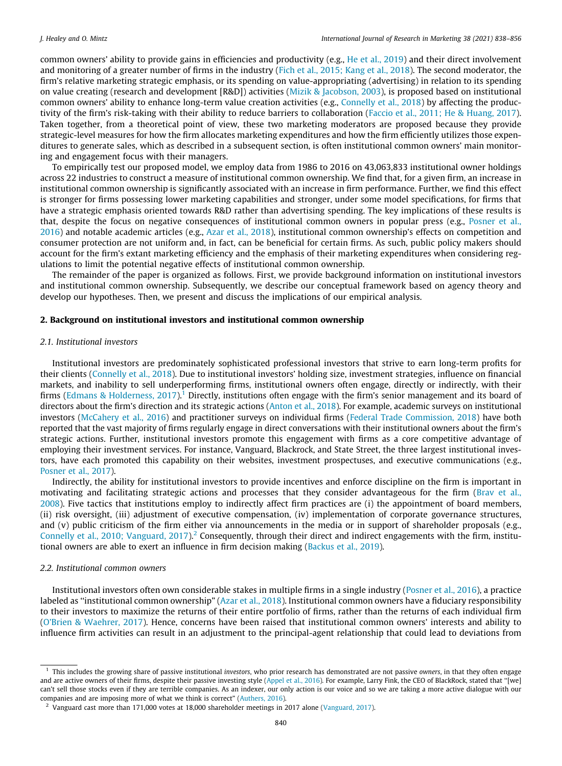common owners' ability to provide gains in efficiencies and productivity (e.g., He et al., 2019) and their direct involvement and monitoring of a greater number of firms in the industry (Fich et al., 2015; Kang et al., 2018). The second moderator, the firm's relative marketing strategic emphasis, or its spending on value-appropriating (advertising) in relation to its spending on value creating (research and development [R&D]) activities (Mizik & Jacobson, 2003), is proposed based on institutional common owners' ability to enhance long-term value creation activities (e.g., Connelly et al., 2018) by affecting the productivity of the firm's risk-taking with their ability to reduce barriers to collaboration (Faccio et al., 2011; He & Huang, 2017). Taken together, from a theoretical point of view, these two marketing moderators are proposed because they provide strategic-level measures for how the firm allocates marketing expenditures and how the firm efficiently utilizes those expenditures to generate sales, which as described in a subsequent section, is often institutional common owners' main monitoring and engagement focus with their managers.

To empirically test our proposed model, we employ data from 1986 to 2016 on 43,063,833 institutional owner holdings across 22 industries to construct a measure of institutional common ownership. We find that, for a given firm, an increase in institutional common ownership is significantly associated with an increase in firm performance. Further, we find this effect is stronger for firms possessing lower marketing capabilities and stronger, under some model specifications, for firms that have a strategic emphasis oriented towards R&D rather than advertising spending. The key implications of these results is that, despite the focus on negative consequences of institutional common owners in popular press (e.g., Posner et al., 2016) and notable academic articles (e.g., Azar et al., 2018), institutional common ownership's effects on competition and consumer protection are not uniform and, in fact, can be beneficial for certain firms. As such, public policy makers should account for the firm's extant marketing efficiency and the emphasis of their marketing expenditures when considering regulations to limit the potential negative effects of institutional common ownership.

The remainder of the paper is organized as follows. First, we provide background information on institutional investors and institutional common ownership. Subsequently, we describe our conceptual framework based on agency theory and develop our hypotheses. Then, we present and discuss the implications of our empirical analysis.

## 2. Background on institutional investors and institutional common ownership

### 2.1. Institutional investors

Institutional investors are predominately sophisticated professional investors that strive to earn long-term profits for their clients (Connelly et al., 2018). Due to institutional investors' holding size, investment strategies, influence on financial markets, and inability to sell underperforming firms, institutional owners often engage, directly or indirectly, with their firms (Edmans & Holderness, 2017).[1] Directly, institutions often engage with the firm's senior management and its board of directors about the firm's direction and its strategic actions (Anton et al., 2018). For example, academic surveys on institutional investors (McCahery et al., 2016) and practitioner surveys on individual firms (Federal Trade Commission, 2018) have both reported that the vast majority of firms regularly engage in direct conversations with their institutional owners about the firm's strategic actions. Further, institutional investors promote this engagement with firms as a core competitive advantage of employing their investment services. For instance, Vanguard, Blackrock, and State Street, the three largest institutional investors, have each promoted this capability on their websites, investment prospectuses, and executive communications (e.g., Posner et al., 2017).

Indirectly, the ability for institutional investors to provide incentives and enforce discipline on the firm is important in motivating and facilitating strategic actions and processes that they consider advantageous for the firm (Brav et al., 2008). Five tactics that institutions employ to indirectly affect firm practices are (i) the appointment of board members, (ii) risk oversight, (iii) adjustment of executive compensation, (iv) implementation of corporate governance structures, and (v) public criticism of the firm either via announcements in the media or in support of shareholder proposals (e.g., Connelly et al., 2010; Vanguard, 2017).[2] Consequently, through their direct and indirect engagements with the firm, institutional owners are able to exert an influence in firm decision making (Backus et al., 2019).

### 2.2. Institutional common owners

Institutional investors often own considerable stakes in multiple firms in a single industry (Posner et al., 2016), a practice labeled as "institutional common ownership" (Azar et al., 2018). Institutional common owners have a fiduciary responsibility to their investors to maximize the returns of their entire portfolio of firms, rather than the returns of each individual firm (O'Brien & Waehrer, 2017). Hence, concerns have been raised that institutional common owners' interests and ability to influence firm activities can result in an adjustment to the principal-agent relationship that could lead to deviations from

---

[1] This includes the growing share of passive institutional *investors*, who prior research has demonstrated are not passive *owners*, in that they often engage and are active owners of their firms, despite their passive investing style (Appel et al., 2016). For example, Larry Fink, the CEO of BlackRock, stated that "[we] can't sell those stocks even if they are terrible companies. As an indexer, our only action is our voice and so we are taking a more active dialogue with our companies and are imposing more of what we think is correct" (Authers, 2016).

[2] Vanguard cast more than 171,000 votes at 18,000 shareholder meetings in 2017 alone (Vanguard, 2017).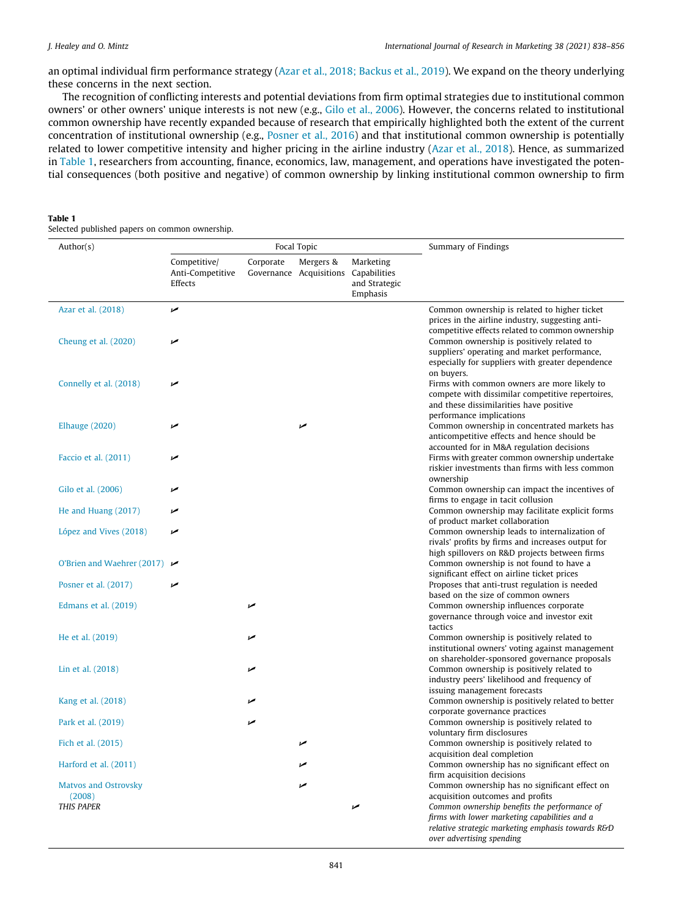an optimal individual firm performance strategy (Azar et al., 2018; Backus et al., 2019). We expand on the theory underlying these concerns in the next section.

The recognition of conflicting interests and potential deviations from firm optimal strategies due to institutional common owners' or other owners' unique interests is not new (e.g., Gilo et al., 2006). However, the concerns related to institutional common ownership have recently expanded because of research that empirically highlighted both the extent of the current concentration of institutional ownership (e.g., Posner et al., 2016) and that institutional common ownership is potentially related to lower competitive intensity and higher pricing in the airline industry (Azar et al., 2018). Hence, as summarized in Table 1, researchers from accounting, finance, economics, law, management, and operations have investigated the potential consequences (both positive and negative) of common ownership by linking institutional common ownership to firm

**Table 1**
Selected published papers on common ownership.

| Author(s) | Focal Topic | | | | Summary of Findings |
|---|---|---|---|---|---|
| | Competitive/ Anti-Competitive Effects | Corporate Governance | Mergers & Acquisitions | Marketing Capabilities and Strategic Emphasis | |
| Azar et al. (2018) | ✓ | | | | Common ownership is related to higher ticket prices in the airline industry, suggesting anti-competitive effects related to common ownership |
| Cheung et al. (2020) | ✓ | | | | Common ownership is positively related to suppliers' operating and market performance, especially for suppliers with greater dependence on buyers. |
| Connelly et al. (2018) | ✓ | | | | Firms with common owners are more likely to compete with dissimilar competitive repertoires, and these dissimilarities have positive performance implications |
| Elhauge (2020) | ✓ | | ✓ | | Common ownership in concentrated markets has anticompetitive effects and hence should be accounted for in M&A regulation decisions |
| Faccio et al. (2011) | ✓ | | | | Firms with greater common ownership undertake riskier investments than firms with less common ownership |
| Gilo et al. (2006) | ✓ | | | | Common ownership can impact the incentives of firms to engage in tacit collusion |
| He and Huang (2017) | ✓ | | | | Common ownership may facilitate explicit forms of product market collaboration |
| López and Vives (2018) | ✓ | | | | Common ownership leads to internalization of rivals' profits by firms and increases output for high spillovers on R&D projects between firms |
| O'Brien and Waehrer (2017) | ✓ | | | | Common ownership is not found to have a significant effect on airline ticket prices |
| Posner et al. (2017) | ✓ | | | | Proposes that anti-trust regulation is needed based on the size of common owners |
| Edmans et al. (2019) | | ✓ | | | Common ownership influences corporate governance through voice and investor exit tactics |
| He et al. (2019) | | ✓ | | | Common ownership is positively related to institutional owners' voting against management on shareholder-sponsored governance proposals |
| Lin et al. (2018) | | ✓ | | | Common ownership is positively related to industry peers' likelihood and frequency of issuing management forecasts |
| Kang et al. (2018) | | ✓ | | | Common ownership is positively related to better corporate governance practices |
| Park et al. (2019) | | ✓ | | | Common ownership is positively related to voluntary firm disclosures |
| Fich et al. (2015) | | | ✓ | | Common ownership is positively related to acquisition deal completion |
| Harford et al. (2011) | | | ✓ | | Common ownership has no significant effect on firm acquisition decisions |
| Matvos and Ostrovsky (2008) | | | ✓ | | Common ownership has no significant effect on acquisition outcomes and profits |
| *THIS PAPER* | | | | ✓ | *Common ownership benefits the performance of firms with lower marketing capabilities and a relative strategic marketing emphasis towards R&D over advertising spending* |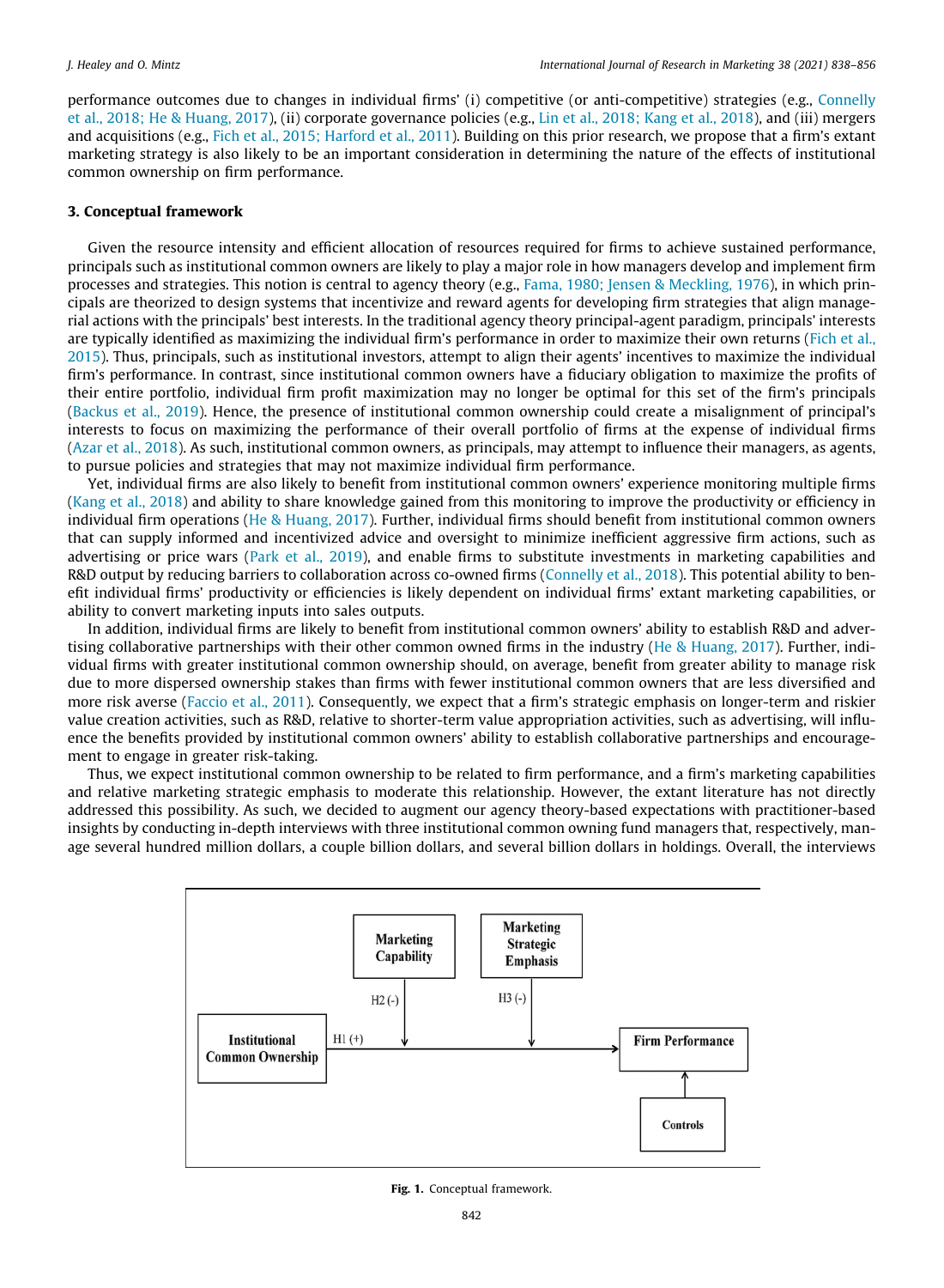performance outcomes due to changes in individual firms' (i) competitive (or anti-competitive) strategies (e.g., Connelly et al., 2018; He & Huang, 2017), (ii) corporate governance policies (e.g., Lin et al., 2018; Kang et al., 2018), and (iii) mergers and acquisitions (e.g., Fich et al., 2015; Harford et al., 2011). Building on this prior research, we propose that a firm's extant marketing strategy is also likely to be an important consideration in determining the nature of the effects of institutional common ownership on firm performance.

## 3. Conceptual framework

Given the resource intensity and efficient allocation of resources required for firms to achieve sustained performance, principals such as institutional common owners are likely to play a major role in how managers develop and implement firm processes and strategies. This notion is central to agency theory (e.g., Fama, 1980; Jensen & Meckling, 1976), in which principals are theorized to design systems that incentivize and reward agents for developing firm strategies that align managerial actions with the principals' best interests. In the traditional agency theory principal-agent paradigm, principals' interests are typically identified as maximizing the individual firm's performance in order to maximize their own returns (Fich et al., 2015). Thus, principals, such as institutional investors, attempt to align their agents' incentives to maximize the individual firm's performance. In contrast, since institutional common owners have a fiduciary obligation to maximize the profits of their entire portfolio, individual firm profit maximization may no longer be optimal for this set of the firm's principals (Backus et al., 2019). Hence, the presence of institutional common ownership could create a misalignment of principal's interests to focus on maximizing the performance of their overall portfolio of firms at the expense of individual firms (Azar et al., 2018). As such, institutional common owners, as principals, may attempt to influence their managers, as agents, to pursue policies and strategies that may not maximize individual firm performance.

Yet, individual firms are also likely to benefit from institutional common owners' experience monitoring multiple firms (Kang et al., 2018) and ability to share knowledge gained from this monitoring to improve the productivity or efficiency in individual firm operations (He & Huang, 2017). Further, individual firms should benefit from institutional common owners that can supply informed and incentivized advice and oversight to minimize inefficient aggressive firm actions, such as advertising or price wars (Park et al., 2019), and enable firms to substitute investments in marketing capabilities and R&D output by reducing barriers to collaboration across co-owned firms (Connelly et al., 2018). This potential ability to benefit individual firms' productivity or efficiencies is likely dependent on individual firms' extant marketing capabilities, or ability to convert marketing inputs into sales outputs.

In addition, individual firms are likely to benefit from institutional common owners' ability to establish R&D and advertising collaborative partnerships with their other common owned firms in the industry (He & Huang, 2017). Further, individual firms with greater institutional common ownership should, on average, benefit from greater ability to manage risk due to more dispersed ownership stakes than firms with fewer institutional common owners that are less diversified and more risk averse (Faccio et al., 2011). Consequently, we expect that a firm's strategic emphasis on longer-term and riskier value creation activities, such as R&D, relative to shorter-term value appropriation activities, such as advertising, will influence the benefits provided by institutional common owners' ability to establish collaborative partnerships and encouragement to engage in greater risk-taking.

Thus, we expect institutional common ownership to be related to firm performance, and a firm's marketing capabilities and relative marketing strategic emphasis to moderate this relationship. However, the extant literature has not directly addressed this possibility. As such, we decided to augment our agency theory-based expectations with practitioner-based insights by conducting in-depth interviews with three institutional common owning fund managers that, respectively, manage several hundred million dollars, a couple billion dollars, and several billion dollars in holdings. Overall, the interviews

Institutional Common Ownership → H1 (+) → Firm Performance; Marketing Capability → H2 (-) (moderates H1); Marketing Strategic Emphasis → H3 (-) (moderates H1); Controls → Firm Performance

**Fig. 1.** Conceptual framework.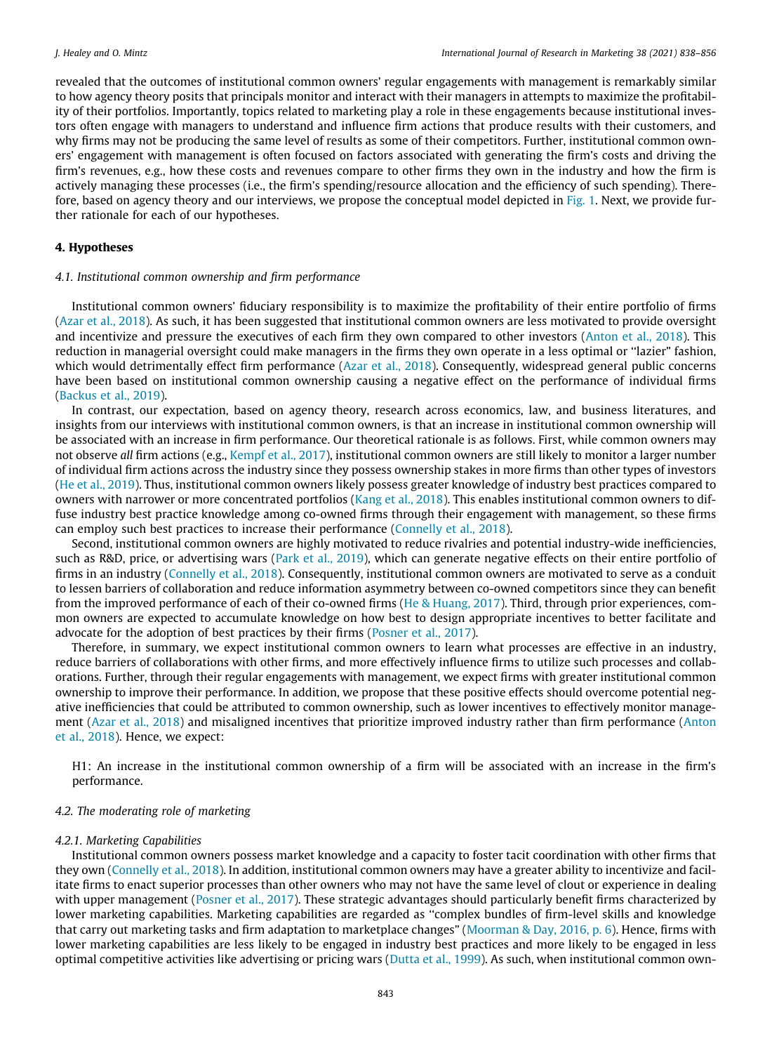revealed that the outcomes of institutional common owners' regular engagements with management is remarkably similar to how agency theory posits that principals monitor and interact with their managers in attempts to maximize the profitability of their portfolios. Importantly, topics related to marketing play a role in these engagements because institutional investors often engage with managers to understand and influence firm actions that produce results with their customers, and why firms may not be producing the same level of results as some of their competitors. Further, institutional common owners' engagement with management is often focused on factors associated with generating the firm's costs and driving the firm's revenues, e.g., how these costs and revenues compare to other firms they own in the industry and how the firm is actively managing these processes (i.e., the firm's spending/resource allocation and the efficiency of such spending). Therefore, based on agency theory and our interviews, we propose the conceptual model depicted in Fig. 1. Next, we provide further rationale for each of our hypotheses.

## 4. Hypotheses

### 4.1. Institutional common ownership and firm performance

Institutional common owners' fiduciary responsibility is to maximize the profitability of their entire portfolio of firms (Azar et al., 2018). As such, it has been suggested that institutional common owners are less motivated to provide oversight and incentivize and pressure the executives of each firm they own compared to other investors (Anton et al., 2018). This reduction in managerial oversight could make managers in the firms they own operate in a less optimal or "lazier" fashion, which would detrimentally effect firm performance (Azar et al., 2018). Consequently, widespread general public concerns have been based on institutional common ownership causing a negative effect on the performance of individual firms (Backus et al., 2019).

In contrast, our expectation, based on agency theory, research across economics, law, and business literatures, and insights from our interviews with institutional common owners, is that an increase in institutional common ownership will be associated with an increase in firm performance. Our theoretical rationale is as follows. First, while common owners may not observe *all* firm actions (e.g., Kempf et al., 2017), institutional common owners are still likely to monitor a larger number of individual firm actions across the industry since they possess ownership stakes in more firms than other types of investors (He et al., 2019). Thus, institutional common owners likely possess greater knowledge of industry best practices compared to owners with narrower or more concentrated portfolios (Kang et al., 2018). This enables institutional common owners to diffuse industry best practice knowledge among co-owned firms through their engagement with management, so these firms can employ such best practices to increase their performance (Connelly et al., 2018).

Second, institutional common owners are highly motivated to reduce rivalries and potential industry-wide inefficiencies, such as R&D, price, or advertising wars (Park et al., 2019), which can generate negative effects on their entire portfolio of firms in an industry (Connelly et al., 2018). Consequently, institutional common owners are motivated to serve as a conduit to lessen barriers of collaboration and reduce information asymmetry between co-owned competitors since they can benefit from the improved performance of each of their co-owned firms (He & Huang, 2017). Third, through prior experiences, common owners are expected to accumulate knowledge on how best to design appropriate incentives to better facilitate and advocate for the adoption of best practices by their firms (Posner et al., 2017).

Therefore, in summary, we expect institutional common owners to learn what processes are effective in an industry, reduce barriers of collaborations with other firms, and more effectively influence firms to utilize such processes and collaborations. Further, through their regular engagements with management, we expect firms with greater institutional common ownership to improve their performance. In addition, we propose that these positive effects should overcome potential negative inefficiencies that could be attributed to common ownership, such as lower incentives to effectively monitor management (Azar et al., 2018) and misaligned incentives that prioritize improved industry rather than firm performance (Anton et al., 2018). Hence, we expect:

> H1: An increase in the institutional common ownership of a firm will be associated with an increase in the firm's performance.

### 4.2. The moderating role of marketing

#### 4.2.1. Marketing Capabilities

Institutional common owners possess market knowledge and a capacity to foster tacit coordination with other firms that they own (Connelly et al., 2018). In addition, institutional common owners may have a greater ability to incentivize and facilitate firms to enact superior processes than other owners who may not have the same level of clout or experience in dealing with upper management (Posner et al., 2017). These strategic advantages should particularly benefit firms characterized by lower marketing capabilities. Marketing capabilities are regarded as "complex bundles of firm-level skills and knowledge that carry out marketing tasks and firm adaptation to marketplace changes" (Moorman & Day, 2016, p. 6). Hence, firms with lower marketing capabilities are less likely to be engaged in industry best practices and more likely to be engaged in less optimal competitive activities like advertising or pricing wars (Dutta et al., 1999). As such, when institutional common own-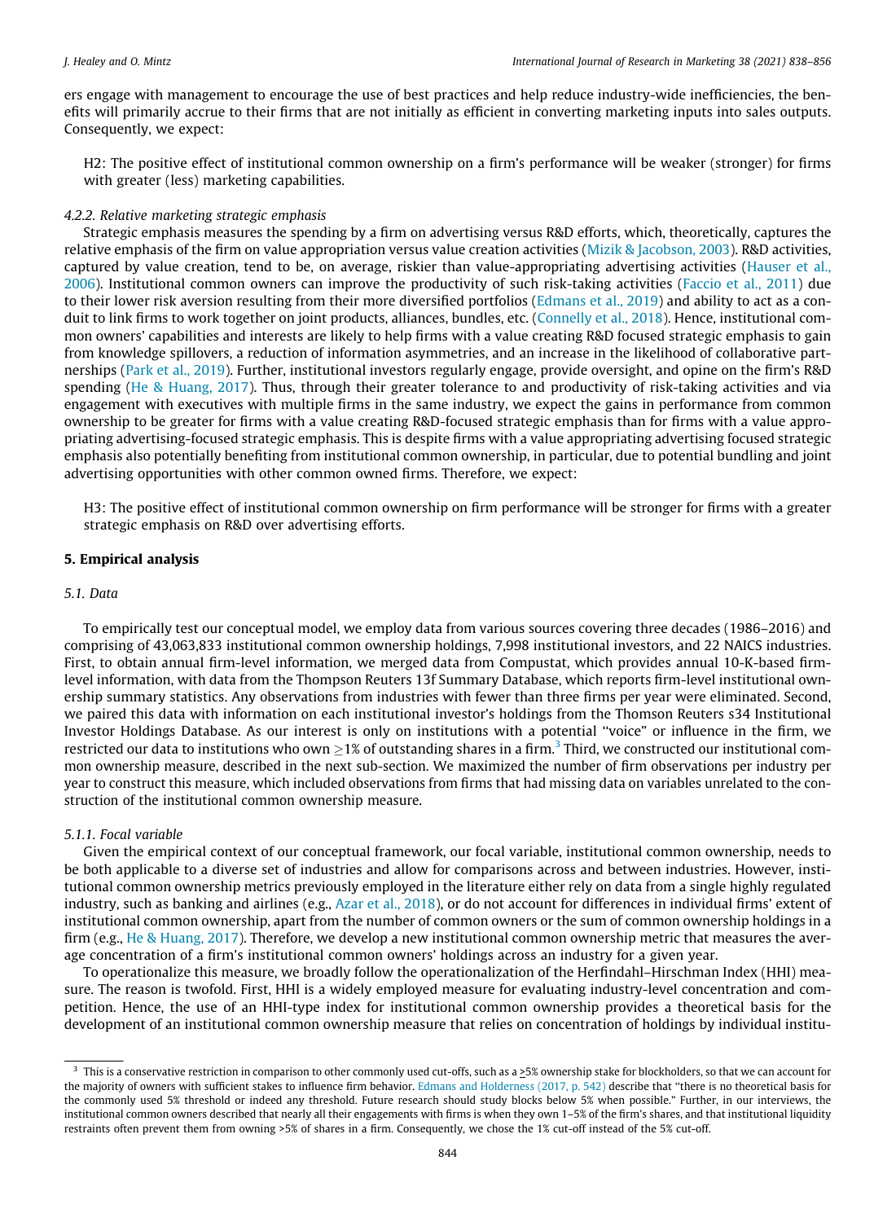ers engage with management to encourage the use of best practices and help reduce industry-wide inefficiencies, the benefits will primarily accrue to their firms that are not initially as efficient in converting marketing inputs into sales outputs. Consequently, we expect:

H2: The positive effect of institutional common ownership on a firm's performance will be weaker (stronger) for firms with greater (less) marketing capabilities.

#### 4.2.2. Relative marketing strategic emphasis

Strategic emphasis measures the spending by a firm on advertising versus R&D efforts, which, theoretically, captures the relative emphasis of the firm on value appropriation versus value creation activities (Mizik & Jacobson, 2003). R&D activities, captured by value creation, tend to be, on average, riskier than value-appropriating advertising activities (Hauser et al., 2006). Institutional common owners can improve the productivity of such risk-taking activities (Faccio et al., 2011) due to their lower risk aversion resulting from their more diversified portfolios (Edmans et al., 2019) and ability to act as a conduit to link firms to work together on joint products, alliances, bundles, etc. (Connelly et al., 2018). Hence, institutional common owners' capabilities and interests are likely to help firms with a value creating R&D focused strategic emphasis to gain from knowledge spillovers, a reduction of information asymmetries, and an increase in the likelihood of collaborative partnerships (Park et al., 2019). Further, institutional investors regularly engage, provide oversight, and opine on the firm's R&D spending (He & Huang, 2017). Thus, through their greater tolerance to and productivity of risk-taking activities and via engagement with executives with multiple firms in the same industry, we expect the gains in performance from common ownership to be greater for firms with a value creating R&D-focused strategic emphasis than for firms with a value appropriating advertising-focused strategic emphasis. This is despite firms with a value appropriating advertising focused strategic emphasis also potentially benefiting from institutional common ownership, in particular, due to potential bundling and joint advertising opportunities with other common owned firms. Therefore, we expect:

H3: The positive effect of institutional common ownership on firm performance will be stronger for firms with a greater strategic emphasis on R&D over advertising efforts.

## 5. Empirical analysis

### 5.1. Data

To empirically test our conceptual model, we employ data from various sources covering three decades (1986–2016) and comprising of 43,063,833 institutional common ownership holdings, 7,998 institutional investors, and 22 NAICS industries. First, to obtain annual firm-level information, we merged data from Compustat, which provides annual 10-K-based firm-level information, with data from the Thompson Reuters 13f Summary Database, which reports firm-level institutional ownership summary statistics. Any observations from industries with fewer than three firms per year were eliminated. Second, we paired this data with information on each institutional investor's holdings from the Thomson Reuters s34 Institutional Investor Holdings Database. As our interest is only on institutions with a potential "voice" or influence in the firm, we restricted our data to institutions who own $\geq$1% of outstanding shares in a firm.[3] Third, we constructed our institutional common ownership measure, described in the next sub-section. We maximized the number of firm observations per industry per year to construct this measure, which included observations from firms that had missing data on variables unrelated to the construction of the institutional common ownership measure.

#### 5.1.1. Focal variable

Given the empirical context of our conceptual framework, our focal variable, institutional common ownership, needs to be both applicable to a diverse set of industries and allow for comparisons across and between industries. However, institutional common ownership metrics previously employed in the literature either rely on data from a single highly regulated industry, such as banking and airlines (e.g., Azar et al., 2018), or do not account for differences in individual firms' extent of institutional common ownership, apart from the number of common owners or the sum of common ownership holdings in a firm (e.g., He & Huang, 2017). Therefore, we develop a new institutional common ownership metric that measures the average concentration of a firm's institutional common owners' holdings across an industry for a given year.

To operationalize this measure, we broadly follow the operationalization of the Herfindahl–Hirschman Index (HHI) measure. The reason is twofold. First, HHI is a widely employed measure for evaluating industry-level concentration and competition. Hence, the use of an HHI-type index for institutional common ownership provides a theoretical basis for the development of an institutional common ownership measure that relies on concentration of holdings by individual institu-

[3] This is a conservative restriction in comparison to other commonly used cut-offs, such as a $\geq$5% ownership stake for blockholders, so that we can account for the majority of owners with sufficient stakes to influence firm behavior. Edmans and Holderness (2017, p. 542) describe that "there is no theoretical basis for the commonly used 5% threshold or indeed any threshold. Future research should study blocks below 5% when possible." Further, in our interviews, the institutional common owners described that nearly all their engagements with firms is when they own 1–5% of the firm's shares, and that institutional liquidity restraints often prevent them from owning >5% of shares in a firm. Consequently, we chose the 1% cut-off instead of the 5% cut-off.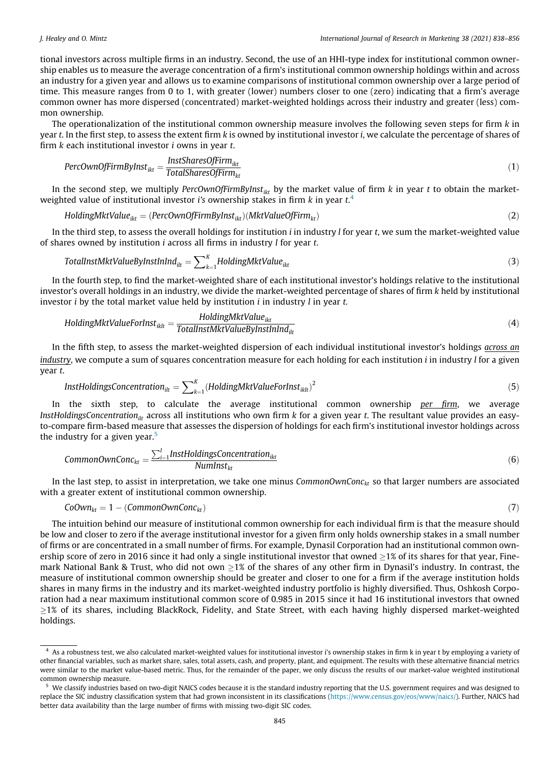tional investors across multiple firms in an industry. Second, the use of an HHI-type index for institutional common ownership enables us to measure the average concentration of a firm's institutional common ownership holdings within and across an industry for a given year and allows us to examine comparisons of institutional common ownership over a large period of time. This measure ranges from 0 to 1, with greater (lower) numbers closer to one (zero) indicating that a firm's average common owner has more dispersed (concentrated) market-weighted holdings across their industry and greater (less) common ownership.

The operationalization of the institutional common ownership measure involves the following seven steps for firm $k$ in year $t$. In the first step, to assess the extent firm $k$ is owned by institutional investor $i$, we calculate the percentage of shares of firm $k$ each institutional investor $i$ owns in year $t$.

$$PercOwnOfFirmByInst_{ikt} = \frac{InstSharesOfFirm_{ikt}}{TotalSharesOfFirm_{kt}} \tag{1}$$

In the second step, we multiply $PercOwnOfFirmByInst_{ikt}$ by the market value of firm $k$ in year $t$ to obtain the market-weighted value of institutional investor $i$'s ownership stakes in firm $k$ in year $t$.[4]

$$HoldingMktValue_{ikt} = (PercOwnOfFirmByInst_{ikt})(MktValueOfFirm_{kt}) \tag{2}$$

In the third step, to assess the overall holdings for institution $i$ in industry $l$ for year $t$, we sum the market-weighted value of shares owned by institution $i$ across all firms in industry $l$ for year $t$.

$$TotalInstMktValueByInstInInd_{ilt} = \sum\nolimits_{k=1}^{K} HoldingMktValue_{ikt} \tag{3}$$

In the fourth step, to find the market-weighted share of each institutional investor's holdings relative to the institutional investor's overall holdings in an industry, we divide the market-weighted percentage of shares of firm $k$ held by institutional investor $i$ by the total market value held by institution $i$ in industry $l$ in year $t$.

$$HoldingMktValueForInst_{iklt} = \frac{HoldingMktValue_{ikt}}{TotalInstMktValueByInstInInd_{ilt}} \tag{4}$$

In the fifth step, to assess the market-weighted dispersion of each individual institutional investor's holdings <u>across an industry</u>, we compute a sum of squares concentration measure for each holding for each institution $i$ in industry $l$ for a given year $t$.

$$InstHoldingsConcentration_{ilt} = \sum\nolimits_{k=1}^{K} (HoldingMktValueForInst_{iklt})^2 \tag{5}$$

In the sixth step, to calculate the average institutional common ownership <u>per firm</u>, we average $InstHoldingsConcentration_{ilt}$ across all institutions who own firm $k$ for a given year $t$. The resultant value provides an easy-to-compare firm-based measure that assesses the dispersion of holdings for each firm's institutional investor holdings across the industry for a given year.[5]

$$CommonOwnConc_{kt} = \frac{\sum_{i=1}^{I} InstHoldingsConcentration_{ikt}}{NumInst_{kt}} \tag{6}$$

In the last step, to assist in interpretation, we take one minus $CommonOwnConc_{kt}$ so that larger numbers are associated with a greater extent of institutional common ownership.

$$CoOwn_{kt} = 1 - (CommonOwnConc_{kt}) \tag{7}$$

The intuition behind our measure of institutional common ownership for each individual firm is that the measure should be low and closer to zero if the average institutional investor for a given firm only holds ownership stakes in a small number of firms or are concentrated in a small number of firms. For example, Dynasil Corporation had an institutional common ownership score of zero in 2016 since it had only a single institutional investor that owned $\geq$1% of its shares for that year, Finemark National Bank & Trust, who did not own $\geq$1% of the shares of any other firm in Dynasil's industry. In contrast, the measure of institutional common ownership should be greater and closer to one for a firm if the average institution holds shares in many firms in the industry and its market-weighted industry portfolio is highly diversified. Thus, Oshkosh Corporation had a near maximum institutional common score of 0.985 in 2015 since it had 16 institutional investors that owned $\geq$1% of its shares, including BlackRock, Fidelity, and State Street, with each having highly dispersed market-weighted holdings.

---

[4] As a robustness test, we also calculated market-weighted values for institutional investor i's ownership stakes in firm k in year t by employing a variety of other financial variables, such as market share, sales, total assets, cash, and property, plant, and equipment. The results with these alternative financial metrics were similar to the market value-based metric. Thus, for the remainder of the paper, we only discuss the results of our market-value weighted institutional common ownership measure.

[5] We classify industries based on two-digit NAICS codes because it is the standard industry reporting that the U.S. government requires and was designed to replace the SIC industry classification system that had grown inconsistent in its classifications (https://www.census.gov/eos/www/naics/). Further, NAICS had better data availability than the large number of firms with missing two-digit SIC codes.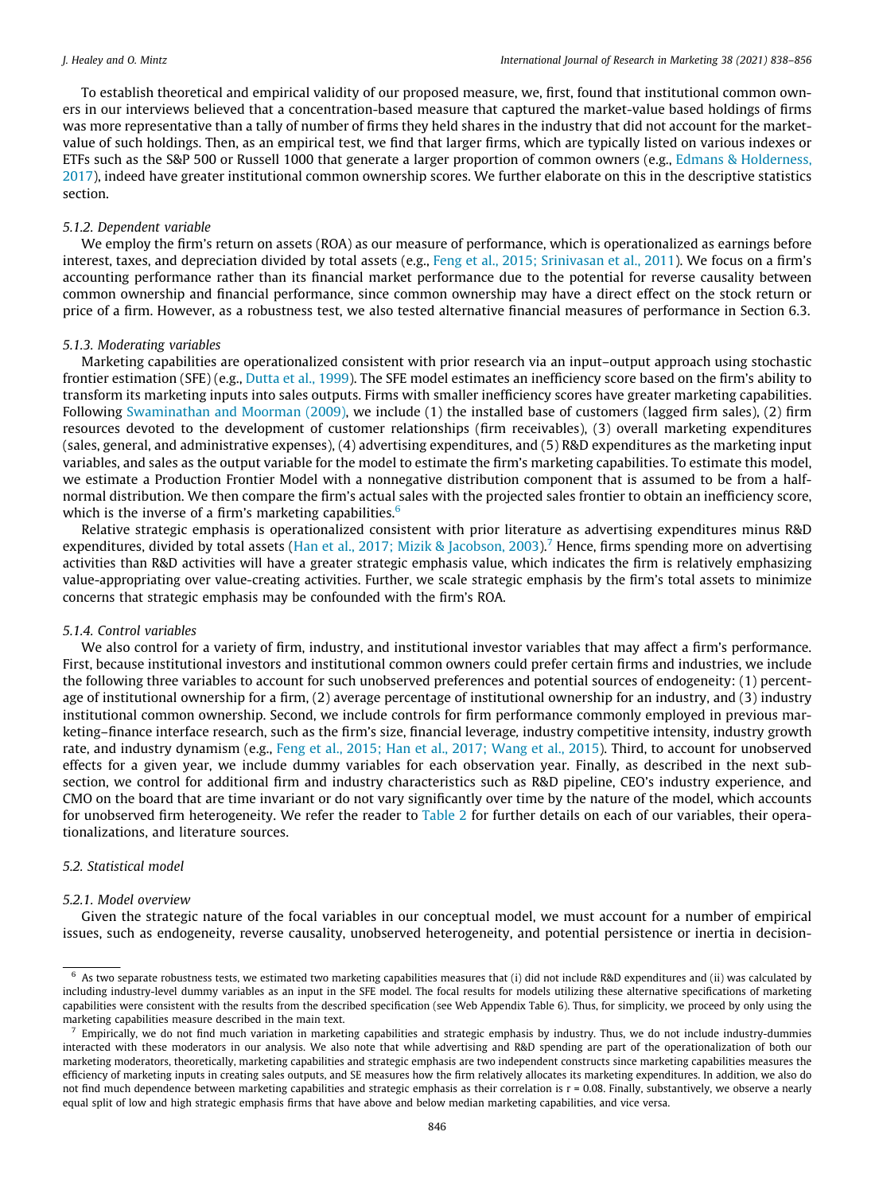To establish theoretical and empirical validity of our proposed measure, we, first, found that institutional common owners in our interviews believed that a concentration-based measure that captured the market-value based holdings of firms was more representative than a tally of number of firms they held shares in the industry that did not account for the market-value of such holdings. Then, as an empirical test, we find that larger firms, which are typically listed on various indexes or ETFs such as the S&P 500 or Russell 1000 that generate a larger proportion of common owners (e.g., Edmans & Holderness, 2017), indeed have greater institutional common ownership scores. We further elaborate on this in the descriptive statistics section.

#### 5.1.2. Dependent variable

We employ the firm's return on assets (ROA) as our measure of performance, which is operationalized as earnings before interest, taxes, and depreciation divided by total assets (e.g., Feng et al., 2015; Srinivasan et al., 2011). We focus on a firm's accounting performance rather than its financial market performance due to the potential for reverse causality between common ownership and financial performance, since common ownership may have a direct effect on the stock return or price of a firm. However, as a robustness test, we also tested alternative financial measures of performance in Section 6.3.

#### 5.1.3. Moderating variables

Marketing capabilities are operationalized consistent with prior research via an input–output approach using stochastic frontier estimation (SFE) (e.g., Dutta et al., 1999). The SFE model estimates an inefficiency score based on the firm's ability to transform its marketing inputs into sales outputs. Firms with smaller inefficiency scores have greater marketing capabilities. Following Swaminathan and Moorman (2009), we include (1) the installed base of customers (lagged firm sales), (2) firm resources devoted to the development of customer relationships (firm receivables), (3) overall marketing expenditures (sales, general, and administrative expenses), (4) advertising expenditures, and (5) R&D expenditures as the marketing input variables, and sales as the output variable for the model to estimate the firm's marketing capabilities. To estimate this model, we estimate a Production Frontier Model with a nonnegative distribution component that is assumed to be from a half-normal distribution. We then compare the firm's actual sales with the projected sales frontier to obtain an inefficiency score, which is the inverse of a firm's marketing capabilities.[6]

Relative strategic emphasis is operationalized consistent with prior literature as advertising expenditures minus R&D expenditures, divided by total assets (Han et al., 2017; Mizik & Jacobson, 2003).[7] Hence, firms spending more on advertising activities than R&D activities will have a greater strategic emphasis value, which indicates the firm is relatively emphasizing value-appropriating over value-creating activities. Further, we scale strategic emphasis by the firm's total assets to minimize concerns that strategic emphasis may be confounded with the firm's ROA.

#### 5.1.4. Control variables

We also control for a variety of firm, industry, and institutional investor variables that may affect a firm's performance. First, because institutional investors and institutional common owners could prefer certain firms and industries, we include the following three variables to account for such unobserved preferences and potential sources of endogeneity: (1) percentage of institutional ownership for a firm, (2) average percentage of institutional ownership for an industry, and (3) industry institutional common ownership. Second, we include controls for firm performance commonly employed in previous marketing–finance interface research, such as the firm's size, financial leverage, industry competitive intensity, industry growth rate, and industry dynamism (e.g., Feng et al., 2015; Han et al., 2017; Wang et al., 2015). Third, to account for unobserved effects for a given year, we include dummy variables for each observation year. Finally, as described in the next subsection, we control for additional firm and industry characteristics such as R&D pipeline, CEO's industry experience, and CMO on the board that are time invariant or do not vary significantly over time by the nature of the model, which accounts for unobserved firm heterogeneity. We refer the reader to Table 2 for further details on each of our variables, their operationalizations, and literature sources.

### 5.2. Statistical model

#### 5.2.1. Model overview

Given the strategic nature of the focal variables in our conceptual model, we must account for a number of empirical issues, such as endogeneity, reverse causality, unobserved heterogeneity, and potential persistence or inertia in decision-

---

[6] As two separate robustness tests, we estimated two marketing capabilities measures that (i) did not include R&D expenditures and (ii) was calculated by including industry-level dummy variables as an input in the SFE model. The focal results for models utilizing these alternative specifications of marketing capabilities were consistent with the results from the described specification (see Web Appendix Table 6). Thus, for simplicity, we proceed by only using the marketing capabilities measure described in the main text.

[7] Empirically, we do not find much variation in marketing capabilities and strategic emphasis by industry. Thus, we do not include industry-dummies interacted with these moderators in our analysis. We also note that while advertising and R&D spending are part of the operationalization of both our marketing moderators, theoretically, marketing capabilities and strategic emphasis are two independent constructs since marketing capabilities measures the efficiency of marketing inputs in creating sales outputs, and SE measures how the firm relatively allocates its marketing expenditures. In addition, we also do not find much dependence between marketing capabilities and strategic emphasis as their correlation is $r = 0.08$. Finally, substantively, we observe a nearly equal split of low and high strategic emphasis firms that have above and below median marketing capabilities, and vice versa.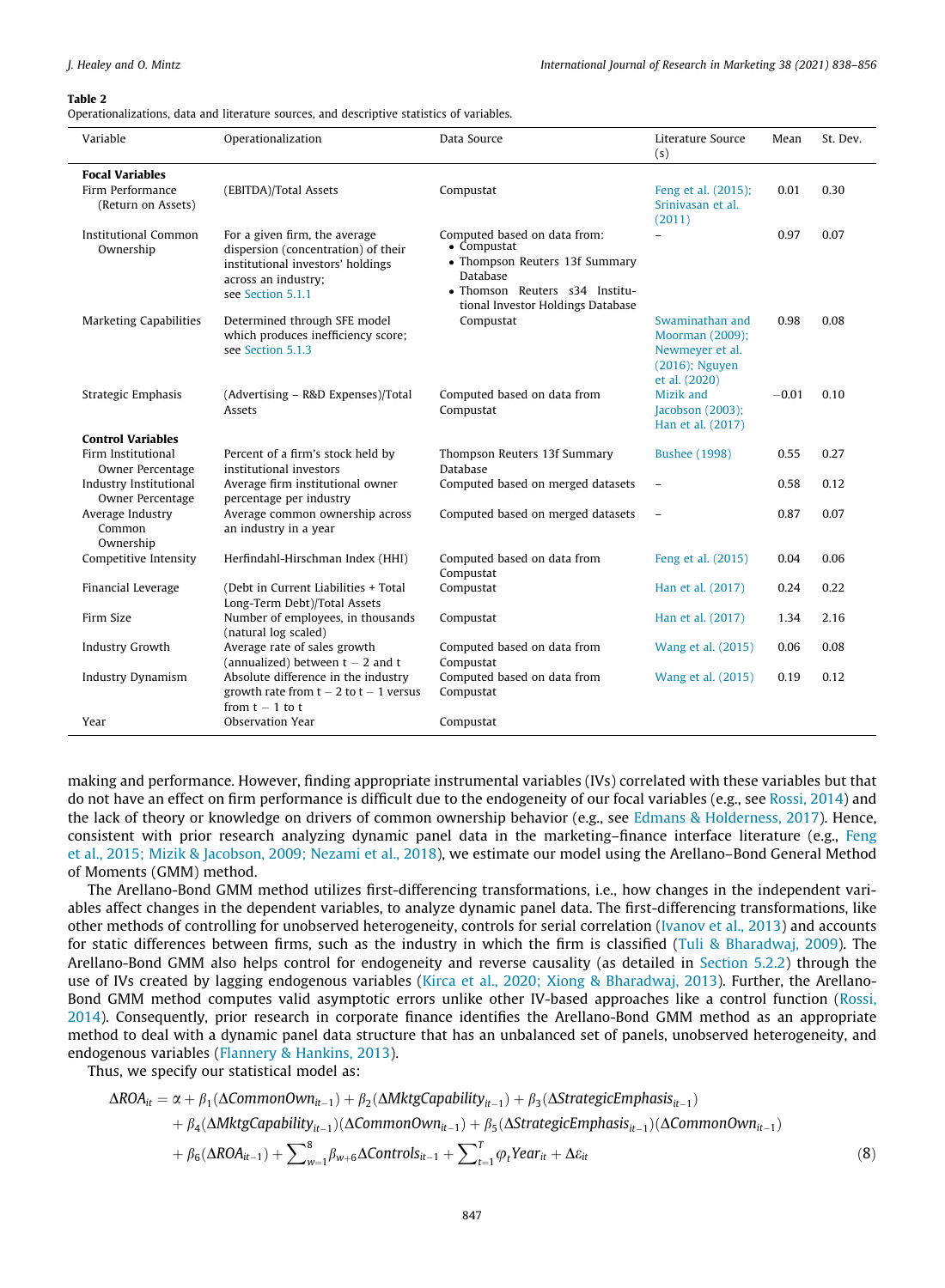**Table 2**
Operationalizations, data and literature sources, and descriptive statistics of variables.

| Variable | Operationalization | Data Source | Literature Source (s) | Mean | St. Dev. |
|---|---|---|---|---|---|
| **Focal Variables** | | | | | |
| Firm Performance (Return on Assets) | (EBITDA)/Total Assets | Compustat | Feng et al. (2015); Srinivasan et al. (2011) | 0.01 | 0.30 |
| Institutional Common Ownership | For a given firm, the average dispersion (concentration) of their institutional investors' holdings across an industry; see Section 5.1.1 | Computed based on data from: • Compustat • Thompson Reuters 13f Summary Database • Thomson Reuters s34 Institutional Investor Holdings Database | – | 0.97 | 0.07 |
| Marketing Capabilities | Determined through SFE model which produces inefficiency score; see Section 5.1.3 | Compustat | Swaminathan and Moorman (2009); Newmeyer et al. (2016); Nguyen et al. (2020) | 0.98 | 0.08 |
| Strategic Emphasis | (Advertising – R&D Expenses)/Total Assets | Computed based on data from Compustat | Mizik and Jacobson (2003); Han et al. (2017) | −0.01 | 0.10 |
| **Control Variables** | | | | | |
| Firm Institutional Owner Percentage | Percent of a firm's stock held by institutional investors | Thompson Reuters 13f Summary Database | Bushee (1998) | 0.55 | 0.27 |
| Industry Institutional Owner Percentage | Average firm institutional owner percentage per industry | Computed based on merged datasets | – | 0.58 | 0.12 |
| Average Industry Common Ownership | Average common ownership across an industry in a year | Computed based on merged datasets | – | 0.87 | 0.07 |
| Competitive Intensity | Herfindahl-Hirschman Index (HHI) | Computed based on data from Compustat | Feng et al. (2015) | 0.04 | 0.06 |
| Financial Leverage | (Debt in Current Liabilities + Total Long-Term Debt)/Total Assets | Compustat | Han et al. (2017) | 0.24 | 0.22 |
| Firm Size | Number of employees, in thousands (natural log scaled) | Compustat | Han et al. (2017) | 1.34 | 2.16 |
| Industry Growth | Average rate of sales growth (annualized) between t − 2 and t | Computed based on data from Compustat | Wang et al. (2015) | 0.06 | 0.08 |
| Industry Dynamism | Absolute difference in the industry growth rate from t − 2 to t − 1 versus from t − 1 to t | Computed based on data from Compustat | Wang et al. (2015) | 0.19 | 0.12 |
| Year | Observation Year | Compustat | | | |

making and performance. However, finding appropriate instrumental variables (IVs) correlated with these variables but that do not have an effect on firm performance is difficult due to the endogeneity of our focal variables (e.g., see Rossi, 2014) and the lack of theory or knowledge on drivers of common ownership behavior (e.g., see Edmans & Holderness, 2017). Hence, consistent with prior research analyzing dynamic panel data in the marketing–finance interface literature (e.g., Feng et al., 2015; Mizik & Jacobson, 2009; Nezami et al., 2018), we estimate our model using the Arellano–Bond General Method of Moments (GMM) method.

The Arellano-Bond GMM method utilizes first-differencing transformations, i.e., how changes in the independent variables affect changes in the dependent variables, to analyze dynamic panel data. The first-differencing transformations, like other methods of controlling for unobserved heterogeneity, controls for serial correlation (Ivanov et al., 2013) and accounts for static differences between firms, such as the industry in which the firm is classified (Tuli & Bharadwaj, 2009). The Arellano-Bond GMM also helps control for endogeneity and reverse causality (as detailed in Section 5.2.2) through the use of IVs created by lagging endogenous variables (Kirca et al., 2020; Xiong & Bharadwaj, 2013). Further, the Arellano-Bond GMM method computes valid asymptotic errors unlike other IV-based approaches like a control function (Rossi, 2014). Consequently, prior research in corporate finance identifies the Arellano-Bond GMM method as an appropriate method to deal with a dynamic panel data structure that has an unbalanced set of panels, unobserved heterogeneity, and endogenous variables (Flannery & Hankins, 2013).

Thus, we specify our statistical model as:

$$
\begin{aligned}
\Delta ROA_{it} = \alpha &+ \beta_1(\Delta CommonOwn_{it-1}) + \beta_2(\Delta MktgCapability_{it-1}) + \beta_3(\Delta StrategicEmphasis_{it-1}) \\
&+ \beta_4(\Delta MktgCapability_{it-1})(\Delta CommonOwn_{it-1}) + \beta_5(\Delta StrategicEmphasis_{it-1})(\Delta CommonOwn_{it-1}) \\
&+ \beta_6(\Delta ROA_{it-1}) + \sum_{w=1}^{8}\beta_{w+6}\Delta Controls_{it-1} + \sum_{t=1}^{T}\varphi_t Year_{it} + \Delta\varepsilon_{it}
\end{aligned} \quad (8)
$$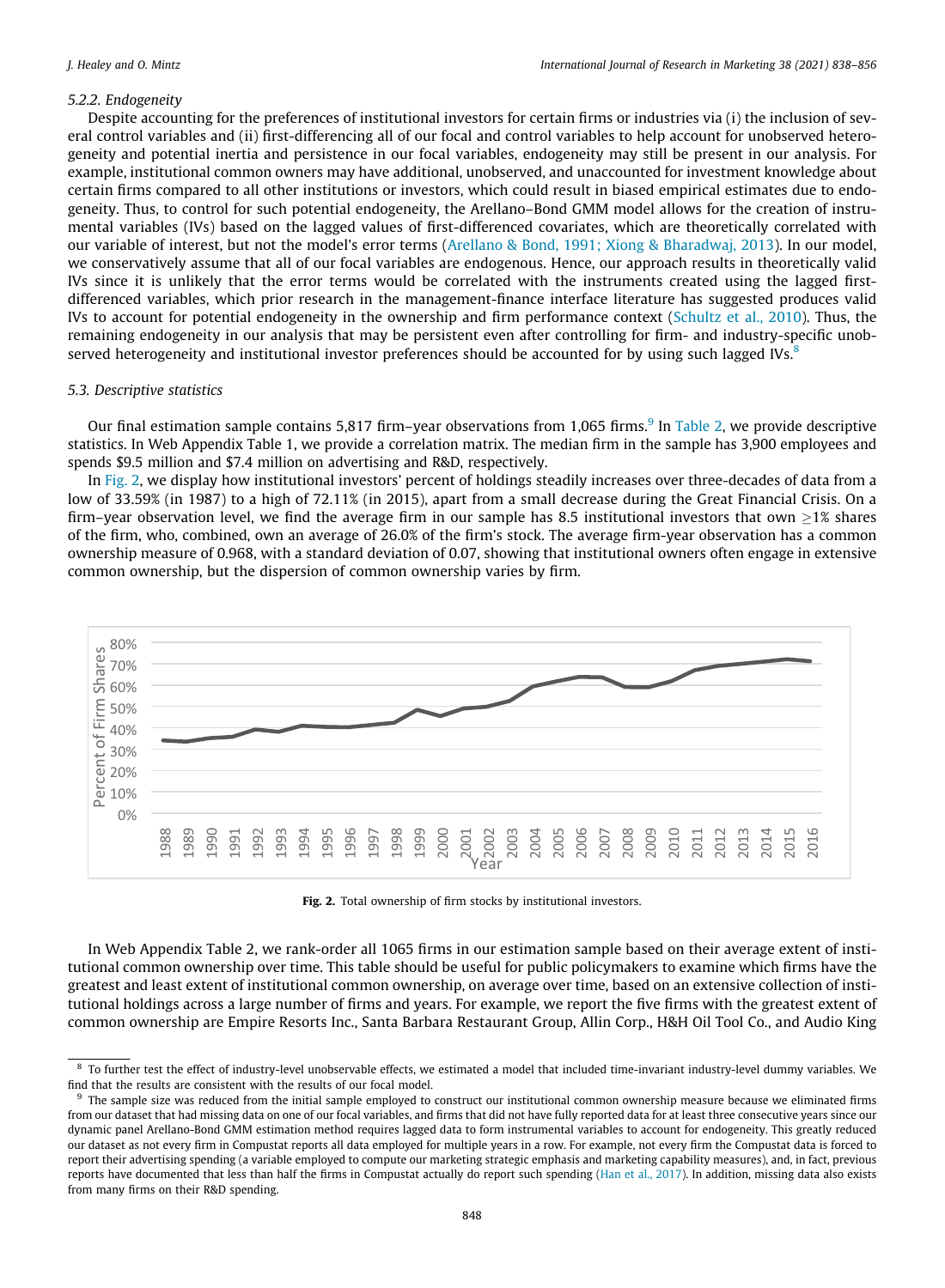### 5.2.2. Endogeneity

Despite accounting for the preferences of institutional investors for certain firms or industries via (i) the inclusion of several control variables and (ii) first-differencing all of our focal and control variables to help account for unobserved heterogeneity and potential inertia and persistence in our focal variables, endogeneity may still be present in our analysis. For example, institutional common owners may have additional, unobserved, and unaccounted for investment knowledge about certain firms compared to all other institutions or investors, which could result in biased empirical estimates due to endogeneity. Thus, to control for such potential endogeneity, the Arellano–Bond GMM model allows for the creation of instrumental variables (IVs) based on the lagged values of first-differenced covariates, which are theoretically correlated with our variable of interest, but not the model's error terms (Arellano & Bond, 1991; Xiong & Bharadwaj, 2013). In our model, we conservatively assume that all of our focal variables are endogenous. Hence, our approach results in theoretically valid IVs since it is unlikely that the error terms would be correlated with the instruments created using the lagged first-differenced variables, which prior research in the management-finance interface literature has suggested produces valid IVs to account for potential endogeneity in the ownership and firm performance context (Schultz et al., 2010). Thus, the remaining endogeneity in our analysis that may be persistent even after controlling for firm- and industry-specific unobserved heterogeneity and institutional investor preferences should be accounted for by using such lagged IVs.[8]

## 5.3. Descriptive statistics

Our final estimation sample contains 5,817 firm–year observations from 1,065 firms.[9] In Table 2, we provide descriptive statistics. In Web Appendix Table 1, we provide a correlation matrix. The median firm in the sample has 3,900 employees and spends $9.5 million and $7.4 million on advertising and R&D, respectively.

In Fig. 2, we display how institutional investors' percent of holdings steadily increases over three-decades of data from a low of 33.59% (in 1987) to a high of 72.11% (in 2015), apart from a small decrease during the Great Financial Crisis. On a firm–year observation level, we find the average firm in our sample has 8.5 institutional investors that own ≥1% shares of the firm, who, combined, own an average of 26.0% of the firm's stock. The average firm-year observation has a common ownership measure of 0.968, with a standard deviation of 0.07, showing that institutional owners often engage in extensive common ownership, but the dispersion of common ownership varies by firm.

**Fig. 2.** Total ownership of firm stocks by institutional investors.

In Web Appendix Table 2, we rank-order all 1065 firms in our estimation sample based on their average extent of institutional common ownership over time. This table should be useful for public policymakers to examine which firms have the greatest and least extent of institutional common ownership, on average over time, based on an extensive collection of institutional holdings across a large number of firms and years. For example, we report the five firms with the greatest extent of common ownership are Empire Resorts Inc., Santa Barbara Restaurant Group, Allin Corp., H&H Oil Tool Co., and Audio King

---

[8] To further test the effect of industry-level unobservable effects, we estimated a model that included time-invariant industry-level dummy variables. We find that the results are consistent with the results of our focal model.

[9] The sample size was reduced from the initial sample employed to construct our institutional common ownership measure because we eliminated firms from our dataset that had missing data on one of our focal variables, and firms that did not have fully reported data for at least three consecutive years since our dynamic panel Arellano-Bond GMM estimation method requires lagged data to form instrumental variables to account for endogeneity. This greatly reduced our dataset as not every firm in Compustat reports all data employed for multiple years in a row. For example, not every firm the Compustat data is forced to report their advertising spending (a variable employed to compute our marketing strategic emphasis and marketing capability measures), and, in fact, previous reports have documented that less than half the firms in Compustat actually do report such spending (Han et al., 2017). In addition, missing data also exists from many firms on their R&D spending.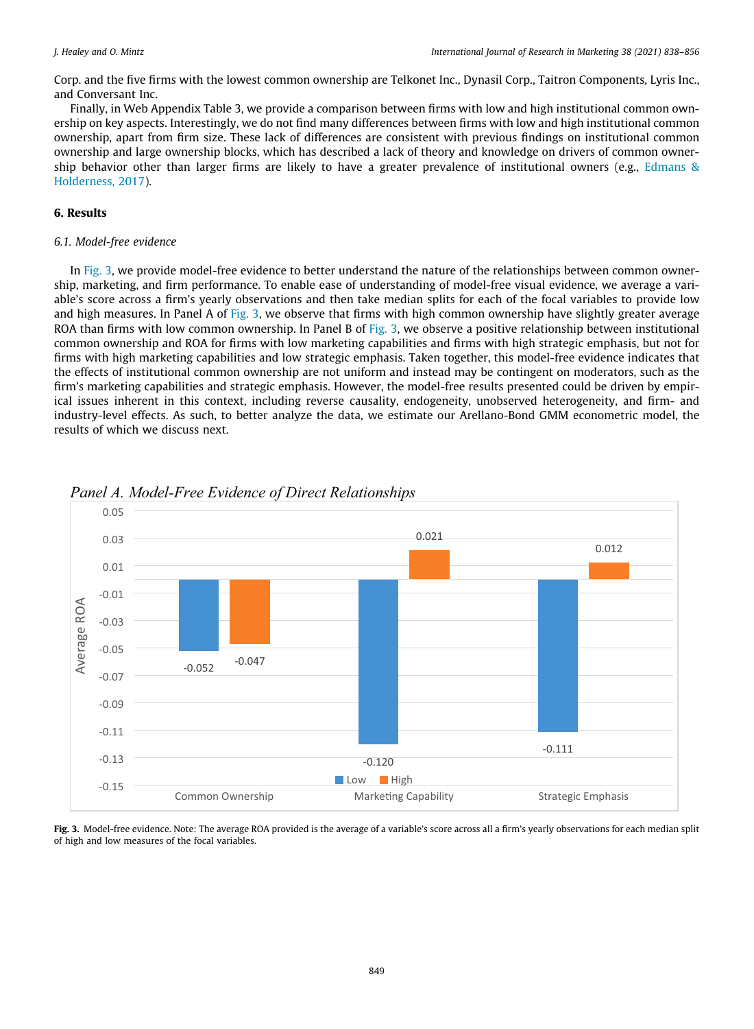Corp. and the five firms with the lowest common ownership are Telkonet Inc., Dynasil Corp., Taitron Components, Lyris Inc., and Conversant Inc.

Finally, in Web Appendix Table 3, we provide a comparison between firms with low and high institutional common ownership on key aspects. Interestingly, we do not find many differences between firms with low and high institutional common ownership, apart from firm size. These lack of differences are consistent with previous findings on institutional common ownership and large ownership blocks, which has described a lack of theory and knowledge on drivers of common ownership behavior other than larger firms are likely to have a greater prevalence of institutional owners (e.g., Edmans & Holderness, 2017).

## 6. Results

### 6.1. Model-free evidence

In Fig. 3, we provide model-free evidence to better understand the nature of the relationships between common ownership, marketing, and firm performance. To enable ease of understanding of model-free visual evidence, we average a variable's score across a firm's yearly observations and then take median splits for each of the focal variables to provide low and high measures. In Panel A of Fig. 3, we observe that firms with high common ownership have slightly greater average ROA than firms with low common ownership. In Panel B of Fig. 3, we observe a positive relationship between institutional common ownership and ROA for firms with low marketing capabilities and firms with high strategic emphasis, but not for firms with high marketing capabilities and low strategic emphasis. Taken together, this model-free evidence indicates that the effects of institutional common ownership are not uniform and instead may be contingent on moderators, such as the firm's marketing capabilities and strategic emphasis. However, the model-free results presented could be driven by empirical issues inherent in this context, including reverse causality, endogeneity, unobserved heterogeneity, and firm- and industry-level effects. As such, to better analyze the data, we estimate our Arellano-Bond GMM econometric model, the results of which we discuss next.

*Panel A. Model-Free Evidence of Direct Relationships*

| Average ROA | Low | High |
| --- | --- | --- |
| Common Ownership | -0.052 | -0.047 |
| Marketing Capability | -0.120 | 0.021 |
| Strategic Emphasis | -0.111 | 0.012 |

**Fig. 3.** Model-free evidence. Note: The average ROA provided is the average of a variable's score across all a firm's yearly observations for each median split of high and low measures of the focal variables.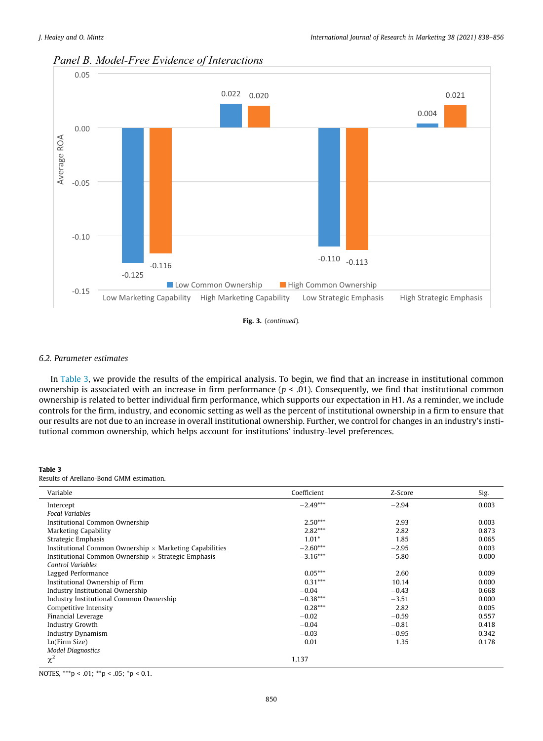*Panel B. Model-Free Evidence of Interactions*

| | Low Common Ownership | High Common Ownership |
|---|---|---|
| Low Marketing Capability | -0.125 | -0.116 |
| High Marketing Capability | 0.022 | 0.020 |
| Low Strategic Emphasis | -0.110 | -0.113 |
| High Strategic Emphasis | 0.004 | 0.021 |

**Fig. 3.** (*continued*).

### 6.2. Parameter estimates

In Table 3, we provide the results of the empirical analysis. To begin, we find that an increase in institutional common ownership is associated with an increase in firm performance ($p < .01$). Consequently, we find that institutional common ownership is related to better individual firm performance, which supports our expectation in H1. As a reminder, we include controls for the firm, industry, and economic setting as well as the percent of institutional ownership in a firm to ensure that our results are not due to an increase in overall institutional ownership. Further, we control for changes in an industry's institutional common ownership, which helps account for institutions' industry-level preferences.

**Table 3**
Results of Arellano-Bond GMM estimation.

| Variable | Coefficient | Z-Score | Sig. |
|---|---|---|---|
| Intercept | −2.49*** | −2.94 | 0.003 |
| *Focal Variables* | | | |
| Institutional Common Ownership | 2.50*** | 2.93 | 0.003 |
| Marketing Capability | 2.82*** | 2.82 | 0.873 |
| Strategic Emphasis | 1.01* | 1.85 | 0.065 |
| Institutional Common Ownership × Marketing Capabilities | −2.60*** | −2.95 | 0.003 |
| Institutional Common Ownership × Strategic Emphasis | −3.16*** | −5.80 | 0.000 |
| *Control Variables* | | | |
| Lagged Performance | 0.05*** | 2.60 | 0.009 |
| Institutional Ownership of Firm | 0.31*** | 10.14 | 0.000 |
| Industry Institutional Ownership | −0.04 | −0.43 | 0.668 |
| Industry Institutional Common Ownership | −0.38*** | −3.51 | 0.000 |
| Competitive Intensity | 0.28*** | 2.82 | 0.005 |
| Financial Leverage | −0.02 | −0.59 | 0.557 |
| Industry Growth | −0.04 | −0.81 | 0.418 |
| Industry Dynamism | −0.03 | −0.95 | 0.342 |
| Ln(Firm Size) | 0.01 | 1.35 | 0.178 |
| *Model Diagnostics* | | | |
| $\chi^2$ | 1,137 | | |

NOTES, ***p < .01; **p < .05; *p < 0.1.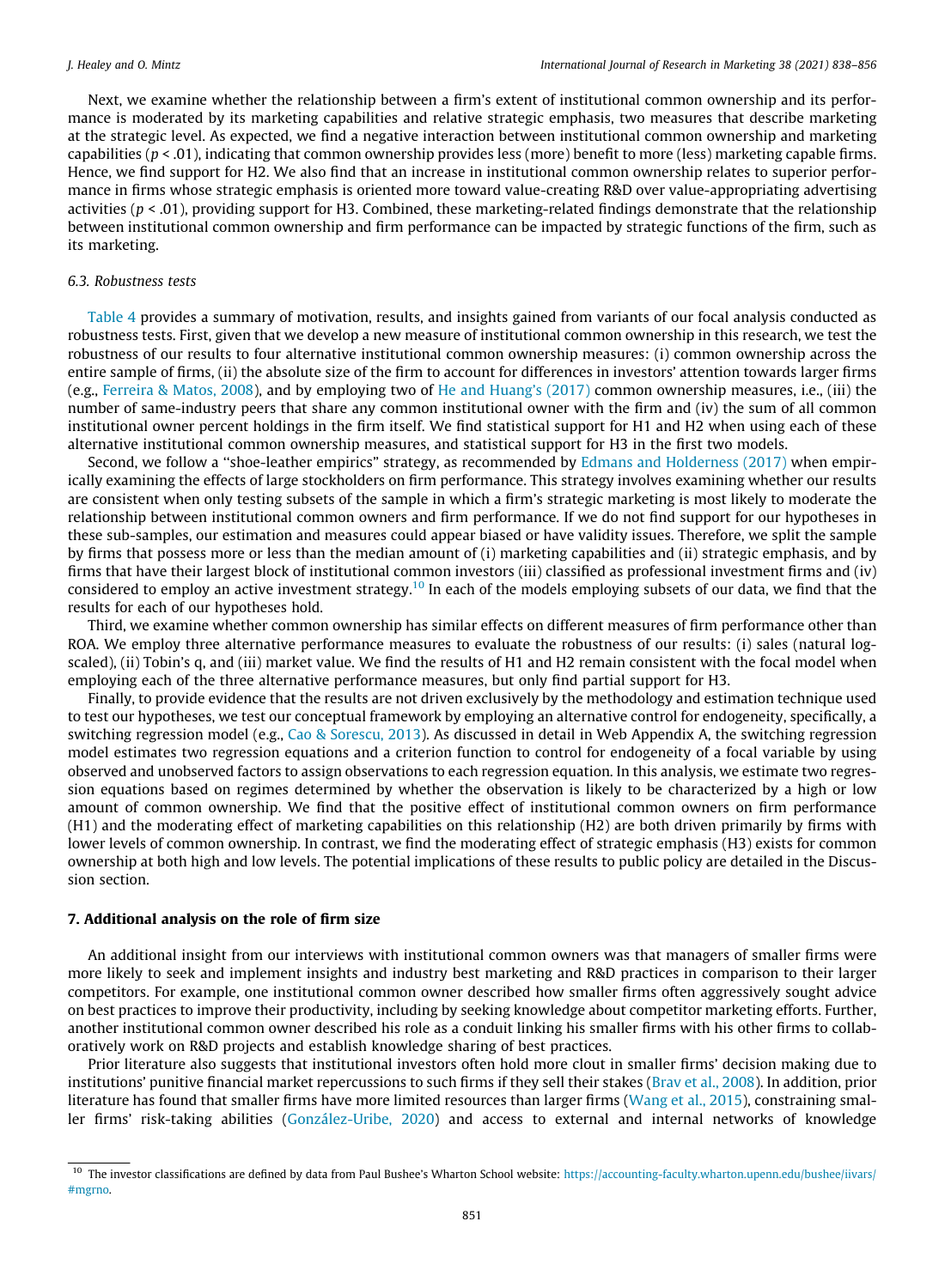Next, we examine whether the relationship between a firm's extent of institutional common ownership and its performance is moderated by its marketing capabilities and relative strategic emphasis, two measures that describe marketing at the strategic level. As expected, we find a negative interaction between institutional common ownership and marketing capabilities ($p < .01$), indicating that common ownership provides less (more) benefit to more (less) marketing capable firms. Hence, we find support for H2. We also find that an increase in institutional common ownership relates to superior performance in firms whose strategic emphasis is oriented more toward value-creating R&D over value-appropriating advertising activities ($p < .01$), providing support for H3. Combined, these marketing-related findings demonstrate that the relationship between institutional common ownership and firm performance can be impacted by strategic functions of the firm, such as its marketing.

### 6.3. Robustness tests

Table 4 provides a summary of motivation, results, and insights gained from variants of our focal analysis conducted as robustness tests. First, given that we develop a new measure of institutional common ownership in this research, we test the robustness of our results to four alternative institutional common ownership measures: (i) common ownership across the entire sample of firms, (ii) the absolute size of the firm to account for differences in investors' attention towards larger firms (e.g., Ferreira & Matos, 2008), and by employing two of He and Huang's (2017) common ownership measures, i.e., (iii) the number of same-industry peers that share any common institutional owner with the firm and (iv) the sum of all common institutional owner percent holdings in the firm itself. We find statistical support for H1 and H2 when using each of these alternative institutional common ownership measures, and statistical support for H3 in the first two models.

Second, we follow a "shoe-leather empirics" strategy, as recommended by Edmans and Holderness (2017) when empirically examining the effects of large stockholders on firm performance. This strategy involves examining whether our results are consistent when only testing subsets of the sample in which a firm's strategic marketing is most likely to moderate the relationship between institutional common owners and firm performance. If we do not find support for our hypotheses in these sub-samples, our estimation and measures could appear biased or have validity issues. Therefore, we split the sample by firms that possess more or less than the median amount of (i) marketing capabilities and (ii) strategic emphasis, and by firms that have their largest block of institutional common investors (iii) classified as professional investment firms and (iv) considered to employ an active investment strategy.[10] In each of the models employing subsets of our data, we find that the results for each of our hypotheses hold.

Third, we examine whether common ownership has similar effects on different measures of firm performance other than ROA. We employ three alternative performance measures to evaluate the robustness of our results: (i) sales (natural log-scaled), (ii) Tobin's q, and (iii) market value. We find the results of H1 and H2 remain consistent with the focal model when employing each of the three alternative performance measures, but only find partial support for H3.

Finally, to provide evidence that the results are not driven exclusively by the methodology and estimation technique used to test our hypotheses, we test our conceptual framework by employing an alternative control for endogeneity, specifically, a switching regression model (e.g., Cao & Sorescu, 2013). As discussed in detail in Web Appendix A, the switching regression model estimates two regression equations and a criterion function to control for endogeneity of a focal variable by using observed and unobserved factors to assign observations to each regression equation. In this analysis, we estimate two regression equations based on regimes determined by whether the observation is likely to be characterized by a high or low amount of common ownership. We find that the positive effect of institutional common owners on firm performance (H1) and the moderating effect of marketing capabilities on this relationship (H2) are both driven primarily by firms with lower levels of common ownership. In contrast, we find the moderating effect of strategic emphasis (H3) exists for common ownership at both high and low levels. The potential implications of these results to public policy are detailed in the Discussion section.

## 7. Additional analysis on the role of firm size

An additional insight from our interviews with institutional common owners was that managers of smaller firms were more likely to seek and implement insights and industry best marketing and R&D practices in comparison to their larger competitors. For example, one institutional common owner described how smaller firms often aggressively sought advice on best practices to improve their productivity, including by seeking knowledge about competitor marketing efforts. Further, another institutional common owner described his role as a conduit linking his smaller firms with his other firms to collaboratively work on R&D projects and establish knowledge sharing of best practices.

Prior literature also suggests that institutional investors often hold more clout in smaller firms' decision making due to institutions' punitive financial market repercussions to such firms if they sell their stakes (Brav et al., 2008). In addition, prior literature has found that smaller firms have more limited resources than larger firms (Wang et al., 2015), constraining smaller firms' risk-taking abilities (González-Uribe, 2020) and access to external and internal networks of knowledge

[10] The investor classifications are defined by data from Paul Bushee's Wharton School website: https://accounting-faculty.wharton.upenn.edu/bushee/iivars/#mgrno.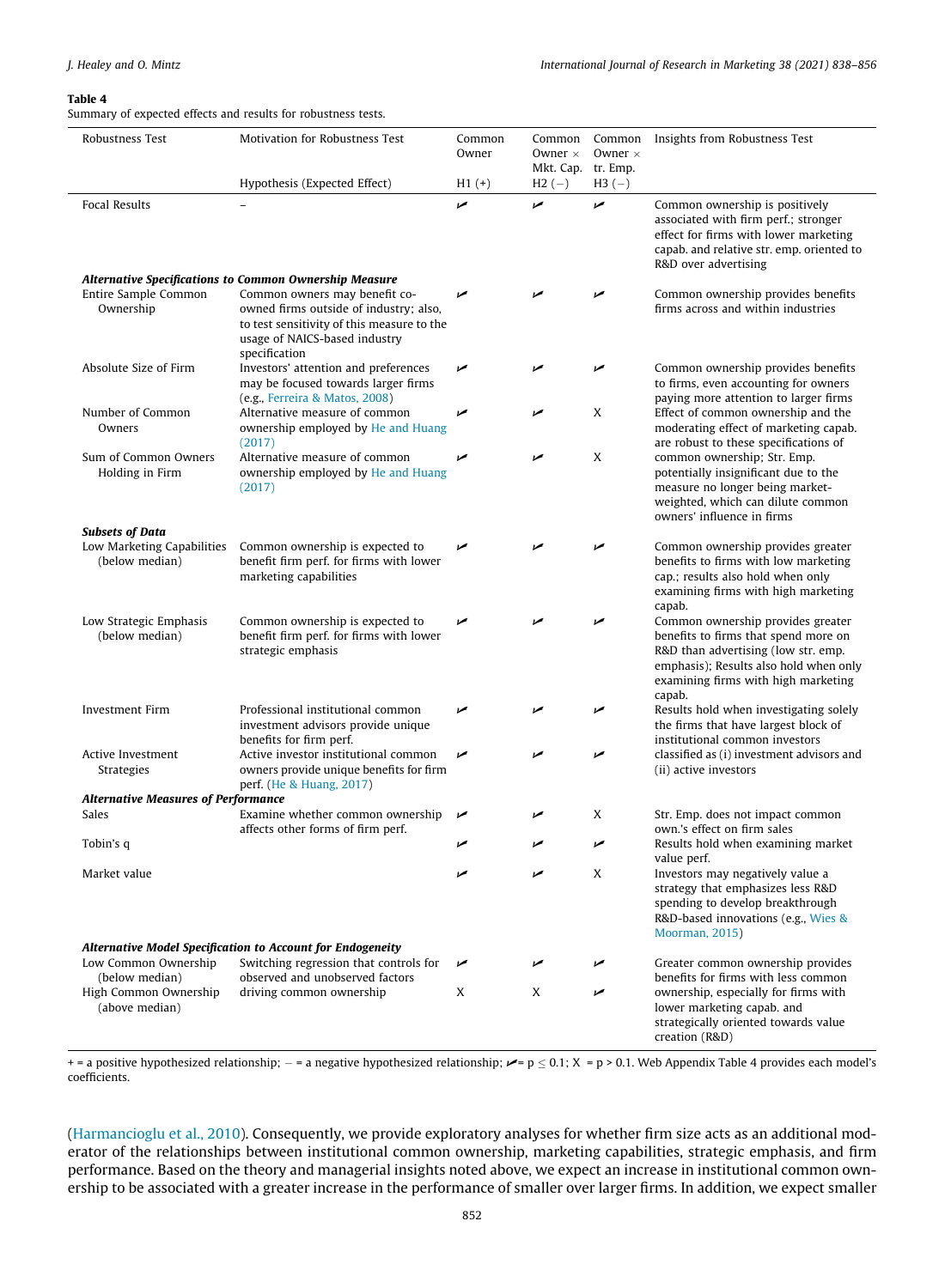**Table 4**

Summary of expected effects and results for robustness tests.

| Robustness Test | Motivation for Robustness Test | Common Owner | Common Owner × Mkt. Cap. | Common Owner × tr. Emp. | Insights from Robustness Test |
|---|---|---|---|---|---|
| | Hypothesis (Expected Effect) | H1 (+) | H2 (−) | H3 (−) | |
| Focal Results | – | ✔ | ✔ | ✔ | Common ownership is positively associated with firm perf.; stronger effect for firms with lower marketing capab. and relative str. emp. oriented to R&D over advertising |
| ***Alternative Specifications to Common Ownership Measure*** | | | | | |
| Entire Sample Common Ownership | Common owners may benefit co-owned firms outside of industry; also, to test sensitivity of this measure to the usage of NAICS-based industry specification | ✔ | ✔ | ✔ | Common ownership provides benefits firms across and within industries |
| Absolute Size of Firm | Investors' attention and preferences may be focused towards larger firms (e.g., Ferreira & Matos, 2008) | ✔ | ✔ | ✔ | Common ownership provides benefits to firms, even accounting for owners paying more attention to larger firms |
| Number of Common Owners | Alternative measure of common ownership employed by He and Huang (2017) | ✔ | ✔ | X | Effect of common ownership and the moderating effect of marketing capab. are robust to these specifications of common ownership; Str. Emp. potentially insignificant due to the measure no longer being market-weighted, which can dilute common owners' influence in firms |
| Sum of Common Owners Holding in Firm | Alternative measure of common ownership employed by He and Huang (2017) | ✔ | ✔ | X | |
| ***Subsets of Data*** | | | | | |
| Low Marketing Capabilities (below median) | Common ownership is expected to benefit firm perf. for firms with lower marketing capabilities | ✔ | ✔ | ✔ | Common ownership provides greater benefits to firms with low marketing cap.; results also hold when only examining firms with high marketing capab. |
| Low Strategic Emphasis (below median) | Common ownership is expected to benefit firm perf. for firms with lower strategic emphasis | ✔ | ✔ | ✔ | Common ownership provides greater benefits to firms that spend more on R&D than advertising (low str. emp. emphasis); Results also hold when only examining firms with high marketing capab. |
| Investment Firm | Professional institutional common investment advisors provide unique benefits for firm perf. | ✔ | ✔ | ✔ | Results hold when investigating solely the firms that have largest block of institutional common investors classified as (i) investment advisors and (ii) active investors |
| Active Investment Strategies | Active investor institutional common owners provide unique benefits for firm perf. (He & Huang, 2017) | ✔ | ✔ | ✔ | |
| ***Alternative Measures of Performance*** | | | | | |
| Sales | Examine whether common ownership affects other forms of firm perf. | ✔ | ✔ | X | Str. Emp. does not impact common own.'s effect on firm sales |
| Tobin's q | | ✔ | ✔ | ✔ | Results hold when examining market value perf. |
| Market value | | ✔ | ✔ | X | Investors may negatively value a strategy that emphasizes less R&D spending to develop breakthrough R&D-based innovations (e.g., Wies & Moorman, 2015) |
| ***Alternative Model Specification to Account for Endogeneity*** | | | | | |
| Low Common Ownership (below median) | Switching regression that controls for observed and unobserved factors driving common ownership | ✔ | ✔ | ✔ | Greater common ownership provides benefits for firms with less common ownership, especially for firms with lower marketing capab. and strategically oriented towards value creation (R&D) |
| High Common Ownership (above median) | | X | X | ✔ | |

+ = a positive hypothesized relationship; − = a negative hypothesized relationship; ✔= p ≤ 0.1; X = p > 0.1. Web Appendix Table 4 provides each model's coefficients.

(Harmancioglu et al., 2010). Consequently, we provide exploratory analyses for whether firm size acts as an additional moderator of the relationships between institutional common ownership, marketing capabilities, strategic emphasis, and firm performance. Based on the theory and managerial insights noted above, we expect an increase in institutional common ownership to be associated with a greater increase in the performance of smaller over larger firms. In addition, we expect smaller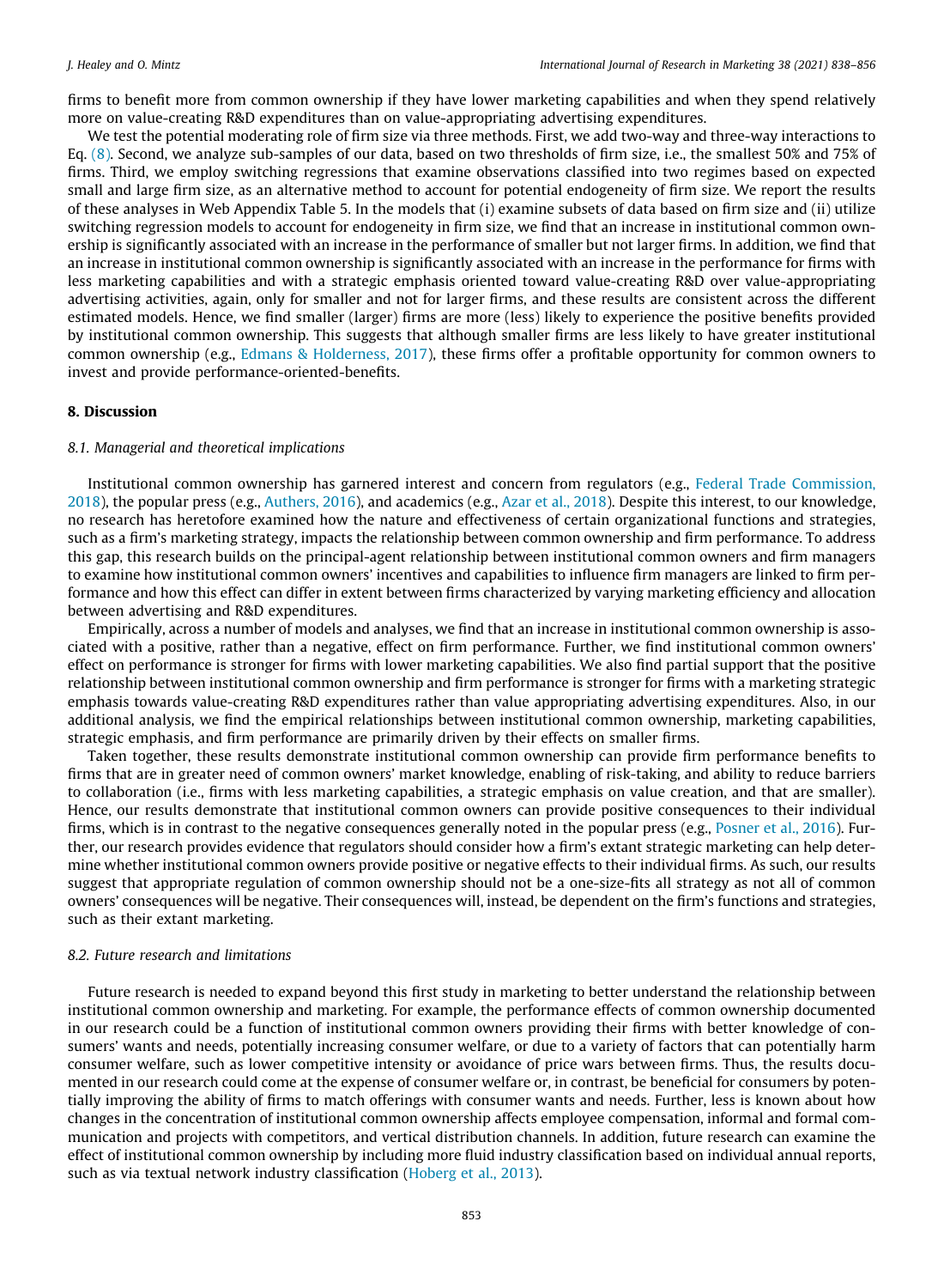firms to benefit more from common ownership if they have lower marketing capabilities and when they spend relatively more on value-creating R&D expenditures than on value-appropriating advertising expenditures.

We test the potential moderating role of firm size via three methods. First, we add two-way and three-way interactions to Eq. (8). Second, we analyze sub-samples of our data, based on two thresholds of firm size, i.e., the smallest 50% and 75% of firms. Third, we employ switching regressions that examine observations classified into two regimes based on expected small and large firm size, as an alternative method to account for potential endogeneity of firm size. We report the results of these analyses in Web Appendix Table 5. In the models that (i) examine subsets of data based on firm size and (ii) utilize switching regression models to account for endogeneity in firm size, we find that an increase in institutional common ownership is significantly associated with an increase in the performance of smaller but not larger firms. In addition, we find that an increase in institutional common ownership is significantly associated with an increase in the performance for firms with less marketing capabilities and with a strategic emphasis oriented toward value-creating R&D over value-appropriating advertising activities, again, only for smaller and not for larger firms, and these results are consistent across the different estimated models. Hence, we find smaller (larger) firms are more (less) likely to experience the positive benefits provided by institutional common ownership. This suggests that although smaller firms are less likely to have greater institutional common ownership (e.g., Edmans & Holderness, 2017), these firms offer a profitable opportunity for common owners to invest and provide performance-oriented-benefits.

## 8. Discussion

### 8.1. Managerial and theoretical implications

Institutional common ownership has garnered interest and concern from regulators (e.g., Federal Trade Commission, 2018), the popular press (e.g., Authers, 2016), and academics (e.g., Azar et al., 2018). Despite this interest, to our knowledge, no research has heretofore examined how the nature and effectiveness of certain organizational functions and strategies, such as a firm's marketing strategy, impacts the relationship between common ownership and firm performance. To address this gap, this research builds on the principal-agent relationship between institutional common owners and firm managers to examine how institutional common owners' incentives and capabilities to influence firm managers are linked to firm performance and how this effect can differ in extent between firms characterized by varying marketing efficiency and allocation between advertising and R&D expenditures.

Empirically, across a number of models and analyses, we find that an increase in institutional common ownership is associated with a positive, rather than a negative, effect on firm performance. Further, we find institutional common owners' effect on performance is stronger for firms with lower marketing capabilities. We also find partial support that the positive relationship between institutional common ownership and firm performance is stronger for firms with a marketing strategic emphasis towards value-creating R&D expenditures rather than value appropriating advertising expenditures. Also, in our additional analysis, we find the empirical relationships between institutional common ownership, marketing capabilities, strategic emphasis, and firm performance are primarily driven by their effects on smaller firms.

Taken together, these results demonstrate institutional common ownership can provide firm performance benefits to firms that are in greater need of common owners' market knowledge, enabling of risk-taking, and ability to reduce barriers to collaboration (i.e., firms with less marketing capabilities, a strategic emphasis on value creation, and that are smaller). Hence, our results demonstrate that institutional common owners can provide positive consequences to their individual firms, which is in contrast to the negative consequences generally noted in the popular press (e.g., Posner et al., 2016). Further, our research provides evidence that regulators should consider how a firm's extant strategic marketing can help determine whether institutional common owners provide positive or negative effects to their individual firms. As such, our results suggest that appropriate regulation of common ownership should not be a one-size-fits all strategy as not all of common owners' consequences will be negative. Their consequences will, instead, be dependent on the firm's functions and strategies, such as their extant marketing.

### 8.2. Future research and limitations

Future research is needed to expand beyond this first study in marketing to better understand the relationship between institutional common ownership and marketing. For example, the performance effects of common ownership documented in our research could be a function of institutional common owners providing their firms with better knowledge of consumers' wants and needs, potentially increasing consumer welfare, or due to a variety of factors that can potentially harm consumer welfare, such as lower competitive intensity or avoidance of price wars between firms. Thus, the results documented in our research could come at the expense of consumer welfare or, in contrast, be beneficial for consumers by potentially improving the ability of firms to match offerings with consumer wants and needs. Further, less is known about how changes in the concentration of institutional common ownership affects employee compensation, informal and formal communication and projects with competitors, and vertical distribution channels. In addition, future research can examine the effect of institutional common ownership by including more fluid industry classification based on individual annual reports, such as via textual network industry classification (Hoberg et al., 2013).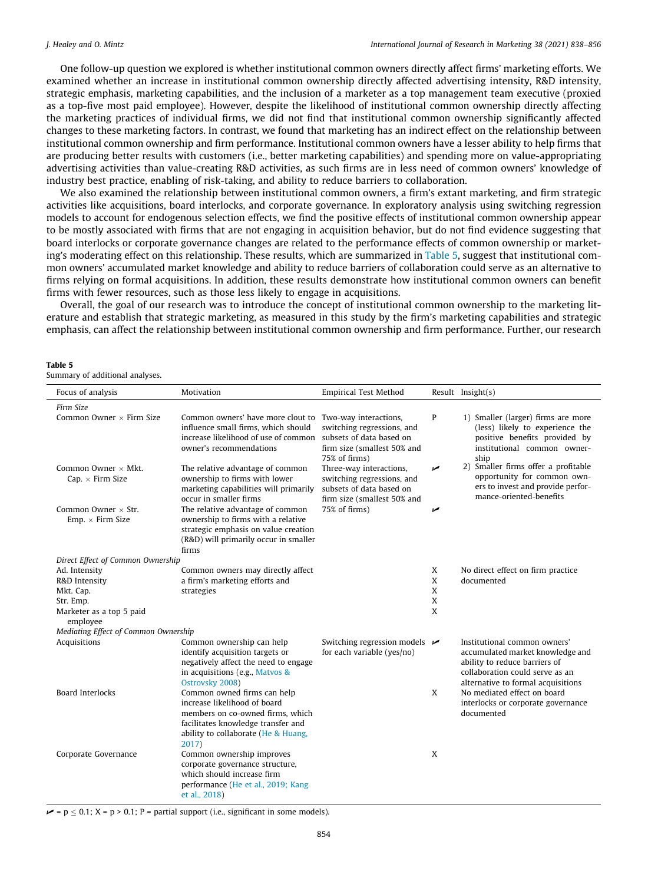One follow-up question we explored is whether institutional common owners directly affect firms' marketing efforts. We examined whether an increase in institutional common ownership directly affected advertising intensity, R&D intensity, strategic emphasis, marketing capabilities, and the inclusion of a marketer as a top management team executive (proxied as a top-five most paid employee). However, despite the likelihood of institutional common ownership directly affecting the marketing practices of individual firms, we did not find that institutional common ownership significantly affected changes to these marketing factors. In contrast, we found that marketing has an indirect effect on the relationship between institutional common ownership and firm performance. Institutional common owners have a lesser ability to help firms that are producing better results with customers (i.e., better marketing capabilities) and spending more on value-appropriating advertising activities than value-creating R&D activities, as such firms are in less need of common owners' knowledge of industry best practice, enabling of risk-taking, and ability to reduce barriers to collaboration.

We also examined the relationship between institutional common owners, a firm's extant marketing, and firm strategic activities like acquisitions, board interlocks, and corporate governance. In exploratory analysis using switching regression models to account for endogenous selection effects, we find the positive effects of institutional common ownership appear to be mostly associated with firms that are not engaging in acquisition behavior, but do not find evidence suggesting that board interlocks or corporate governance changes are related to the performance effects of common ownership or marketing's moderating effect on this relationship. These results, which are summarized in Table 5, suggest that institutional common owners' accumulated market knowledge and ability to reduce barriers of collaboration could serve as an alternative to firms relying on formal acquisitions. In addition, these results demonstrate how institutional common owners can benefit firms with fewer resources, such as those less likely to engage in acquisitions.

Overall, the goal of our research was to introduce the concept of institutional common ownership to the marketing literature and establish that strategic marketing, as measured in this study by the firm's marketing capabilities and strategic emphasis, can affect the relationship between institutional common ownership and firm performance. Further, our research

**Table 5**
Summary of additional analyses.

| Focus of analysis | Motivation | Empirical Test Method | Result | Insight(s) |
|---|---|---|---|---|
| *Firm Size* | | | | |
| Common Owner × Firm Size | Common owners' have more clout to influence small firms, which should increase likelihood of use of common owner's recommendations | Two-way interactions, switching regressions, and subsets of data based on firm size (smallest 50% and 75% of firms) | P | 1) Smaller (larger) firms are more (less) likely to experience the positive benefits provided by institutional common ownership |
| Common Owner × Mkt. Cap. × Firm Size | The relative advantage of common ownership to firms with lower marketing capabilities will primarily occur in smaller firms | Three-way interactions, switching regressions, and subsets of data based on firm size (smallest 50% and 75% of firms) | ✓ | 2) Smaller firms offer a profitable opportunity for common owners to invest and provide performance-oriented-benefits |
| Common Owner × Str. Emp. × Firm Size | The relative advantage of common ownership to firms with a relative strategic emphasis on value creation (R&D) will primarily occur in smaller firms | | ✓ | |
| *Direct Effect of Common Ownership* | | | | |
| Ad. Intensity | Common owners may directly affect a firm's marketing efforts and strategies | | X | No direct effect on firm practice documented |
| R&D Intensity | | | X | |
| Mkt. Cap. | | | X | |
| Str. Emp. | | | X | |
| Marketer as a top 5 paid employee | | | X | |
| *Mediating Effect of Common Ownership* | | | | |
| Acquisitions | Common ownership can help identify acquisition targets or negatively affect the need to engage in acquisitions (e.g., Matvos & Ostrovsky 2008) | Switching regression models for each variable (yes/no) | ✓ | Institutional common owners' accumulated market knowledge and ability to reduce barriers of collaboration could serve as an alternative to formal acquisitions |
| Board Interlocks | Common owned firms can help increase likelihood of board members on co-owned firms, which facilitates knowledge transfer and ability to collaborate (He & Huang, 2017) | | X | No mediated effect on board interlocks or corporate governance documented |
| Corporate Governance | Common ownership improves corporate governance structure, which should increase firm performance (He et al., 2019; Kang et al., 2018) | | X | |

✓ = $p \leq 0.1$; X = $p > 0.1$; P = partial support (i.e., significant in some models).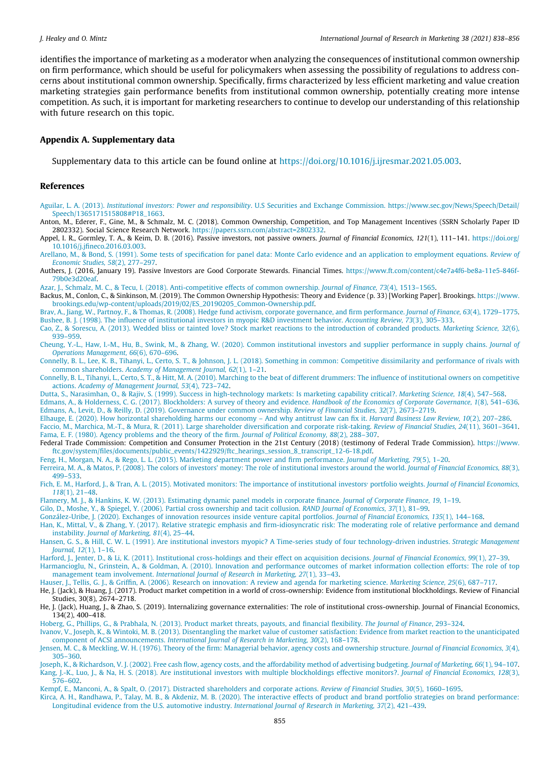identifies the importance of marketing as a moderator when analyzing the consequences of institutional common ownership on firm performance, which should be useful for policymakers when assessing the possibility of regulations to address concerns about institutional common ownership. Specifically, firms characterized by less efficient marketing and value creation marketing strategies gain performance benefits from institutional common ownership, potentially creating more intense competition. As such, it is important for marketing researchers to continue to develop our understanding of this relationship with future research on this topic.

## Appendix A. Supplementary data

Supplementary data to this article can be found online at https://doi.org/10.1016/j.ijresmar.2021.05.003.

## References

Aguilar, L. A. (2013). *Institutional investors: Power and responsibility*. U.S Securities and Exchange Commission. https://www.sec.gov/News/Speech/Detail/Speech/1365171515808#P18_1663.

Anton, M., Ederer, F., Gine, M., & Schmalz, M. C. (2018). Common Ownership, Competition, and Top Management Incentives (SSRN Scholarly Paper ID 2802332). Social Science Research Network. https://papers.ssrn.com/abstract=2802332.

Appel, I. R., Gormley, T. A., & Keim, D. B. (2016). Passive investors, not passive owners. *Journal of Financial Economics, 121*(1), 111–141. https://doi.org/10.1016/j.jfineco.2016.03.003.

Arellano, M., & Bond, S. (1991). Some tests of specification for panel data: Monte Carlo evidence and an application to employment equations. *Review of Economic Studies, 58*(2), 277–297.

Authers, J. (2016, January 19). Passive Investors are Good Corporate Stewards. Financial Times. https://www.ft.com/content/c4e7a4f6-be8a-11e5-846f-79b0e3d20eaf.

Azar, J., Schmalz, M. C., & Tecu, I. (2018). Anti-competitive effects of common ownership. *Journal of Finance, 73*(4), 1513–1565.

Backus, M., Conlon, C., & Sinkinson, M. (2019). The Common Ownership Hypothesis: Theory and Evidence (p. 33) [Working Paper]. Brookings. https://www.brookings.edu/wp-content/uploads/2019/02/ES_20190205_Common-Ownership.pdf.

Brav, A., Jiang, W., Partnoy, F., & Thomas, R. (2008). Hedge fund activism, corporate governance, and firm performance. *Journal of Finance, 63*(4), 1729–1775.

Bushee, B. J. (1998). The influence of institutional investors in myopic R&D investment behavior. *Accounting Review, 73*(3), 305–333.

Cao, Z., & Sorescu, A. (2013). Wedded bliss or tainted love? Stock market reactions to the introduction of cobranded products. *Marketing Science, 32*(6), 939–959.

Cheung, Y.-L., Haw, I.-M., Hu, B., Swink, M., & Zhang, W. (2020). Common institutional investors and supplier performance in supply chains. *Journal of Operations Management, 66*(6), 670–696.

Connelly, B. L., Lee, K. B., Tihanyi, L., Certo, S. T., & Johnson, J. L. (2018). Something in common: Competitive dissimilarity and performance of rivals with common shareholders. *Academy of Management Journal, 62*(1), 1–21.

Connelly, B. L., Tihanyi, L., Certo, S. T., & Hitt, M. A. (2010). Marching to the beat of different drummers: The influence of institutional owners on competitive actions. *Academy of Management Journal, 53*(4), 723–742.

Dutta, S., Narasimhan, O., & Rajiv, S. (1999). Success in high-technology markets: Is marketing capability critical?. *Marketing Science, 18*(4), 547–568.

Edmans, A., & Holderness, C. G. (2017). Blockholders: A survey of theory and evidence. *Handbook of the Economics of Corporate Governance, 1*(8), 541–636.

Edmans, A., Levit, D., & Reilly, D. (2019). Governance under common ownership. *Review of Financial Studies, 32*(7), 2673–2719.

Elhauge, E. (2020). How horizontal shareholding harms our economy – And why antitrust law can fix it. *Harvard Business Law Review, 10*(2), 207–286.

Faccio, M., Marchica, M.-T., & Mura, R. (2011). Large shareholder diversification and corporate risk-taking. *Review of Financial Studies, 24*(11), 3601–3641.

Fama, E. F. (1980). Agency problems and the theory of the firm. *Journal of Political Economy, 88*(2), 288–307.

Federal Trade Commission: Competition and Consumer Protection in the 21st Century (2018) (testimony of Federal Trade Commission). https://www.ftc.gov/system/files/documents/public_events/1422929/ftc_hearings_session_8_transcript_12-6-18.pdf.

Feng, H., Morgan, N. A., & Rego, L. L. (2015). Marketing department power and firm performance. *Journal of Marketing, 79*(5), 1–20.

Ferreira, M. A., & Matos, P. (2008). The colors of investors' money: The role of institutional investors around the world. *Journal of Financial Economics, 88*(3), 499–533.

Fich, E. M., Harford, J., & Tran, A. L. (2015). Motivated monitors: The importance of institutional investors' portfolio weights. *Journal of Financial Economics, 118*(1), 21–48.

Flannery, M. J., & Hankins, K. W. (2013). Estimating dynamic panel models in corporate finance. *Journal of Corporate Finance, 19*, 1–19.

Gilo, D., Moshe, Y., & Spiegel, Y. (2006). Partial cross ownership and tacit collusion. *RAND Journal of Economics, 37*(1), 81–99.

González-Uribe, J. (2020). Exchanges of innovation resources inside venture capital portfolios. *Journal of Financial Economics, 135*(1), 144–168.

Han, K., Mittal, V., & Zhang, Y. (2017). Relative strategic emphasis and firm-idiosyncratic risk: The moderating role of relative performance and demand instability. *Journal of Marketing, 81*(4), 25–44.

Hansen, G. S., & Hill, C. W. L. (1991). Are institutional investors myopic? A Time-series study of four technology-driven industries. *Strategic Management Journal, 12*(1), 1–16.

Harford, J., Jenter, D., & Li, K. (2011). Institutional cross-holdings and their effect on acquisition decisions. *Journal of Financial Economics, 99*(1), 27–39.

Harmancioglu, N., Grinstein, A., & Goldman, A. (2010). Innovation and performance outcomes of market information collection efforts: The role of top management team involvement. *International Journal of Research in Marketing, 27*(1), 33–43.

Hauser, J., Tellis, G. J., & Griffin, A. (2006). Research on innovation: A review and agenda for marketing science. *Marketing Science, 25*(6), 687–717.

He, J. (Jack), & Huang, J. (2017). Product market competition in a world of cross-ownership: Evidence from institutional blockholdings. Review of Financial Studies, 30(8), 2674–2718.

He, J. (Jack), Huang, J., & Zhao, S. (2019). Internalizing governance externalities: The role of institutional cross-ownership. Journal of Financial Economics, 134(2), 400–418.

Hoberg, G., Phillips, G., & Prabhala, N. (2013). Product market threats, payouts, and financial flexibility. *The Journal of Finance*, 293–324.

Ivanov, V., Joseph, K., & Wintoki, M. B. (2013). Disentangling the market value of customer satisfaction: Evidence from market reaction to the unanticipated component of ACSI announcements. *International Journal of Research in Marketing, 30*(2), 168–178.

Jensen, M. C., & Meckling, W. H. (1976). Theory of the firm: Managerial behavior, agency costs and ownership structure. *Journal of Financial Economics, 3*(4), 305–360.

Joseph, K., & Richardson, V. J. (2002). Free cash flow, agency costs, and the affordability method of advertising budgeting. *Journal of Marketing, 66*(1), 94–107.

Kang, J.-K., Luo, J., & Na, H. S. (2018). Are institutional investors with multiple blockholdings effective monitors?. *Journal of Financial Economics, 128*(3), 576–602.

Kempf, E., Manconi, A., & Spalt, O. (2017). Distracted shareholders and corporate actions. *Review of Financial Studies, 30*(5), 1660–1695.

Kirca, A. H., Randhawa, P., Talay, M. B., & Akdeniz, M. B. (2020). The interactive effects of product and brand portfolio strategies on brand performance: Longitudinal evidence from the U.S. automotive industry. *International Journal of Research in Marketing, 37*(2), 421–439.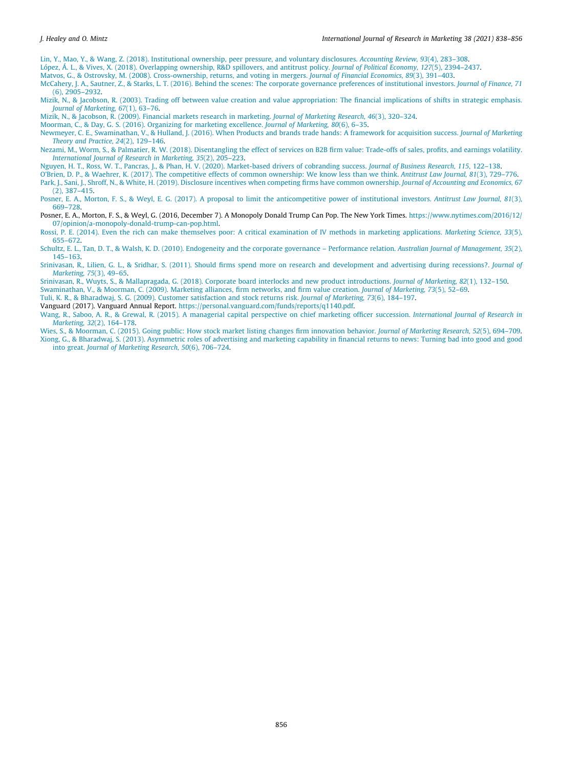Lin, Y., Mao, Y., & Wang, Z. (2018). Institutional ownership, peer pressure, and voluntary disclosures. *Accounting Review, 93*(4), 283–308.

López, Á. L., & Vives, X. (2018). Overlapping ownership, R&D spillovers, and antitrust policy. *Journal of Political Economy, 127*(5), 2394–2437.

Matvos, G., & Ostrovsky, M. (2008). Cross-ownership, returns, and voting in mergers. *Journal of Financial Economics, 89*(3), 391–403.

McCahery, J. A., Sautner, Z., & Starks, L. T. (2016). Behind the scenes: The corporate governance preferences of institutional investors. *Journal of Finance, 71*(6), 2905–2932.

Mizik, N., & Jacobson, R. (2003). Trading off between value creation and value appropriation: The financial implications of shifts in strategic emphasis. *Journal of Marketing, 67*(1), 63–76.

Mizik, N., & Jacobson, R. (2009). Financial markets research in marketing. *Journal of Marketing Research, 46*(3), 320–324.

Moorman, C., & Day, G. S. (2016). Organizing for marketing excellence. *Journal of Marketing, 80*(6), 6–35.

Newmeyer, C. E., Swaminathan, V., & Hulland, J. (2016). When Products and brands trade hands: A framework for acquisition success. *Journal of Marketing Theory and Practice, 24*(2), 129–146.

Nezami, M., Worm, S., & Palmatier, R. W. (2018). Disentangling the effect of services on B2B firm value: Trade-offs of sales, profits, and earnings volatility. *International Journal of Research in Marketing, 35*(2), 205–223.

Nguyen, H. T., Ross, W. T., Pancras, J., & Phan, H. V. (2020). Market-based drivers of cobranding success. *Journal of Business Research, 115*, 122–138.

O'Brien, D. P., & Waehrer, K. (2017). The competitive effects of common ownership: We know less than we think. *Antitrust Law Journal, 81*(3), 729–776.

Park, J., Sani, J., Shroff, N., & White, H. (2019). Disclosure incentives when competing firms have common ownership. *Journal of Accounting and Economics, 67*(2), 387–415.

Posner, E. A., Morton, F. S., & Weyl, E. G. (2017). A proposal to limit the anticompetitive power of institutional investors. *Antitrust Law Journal, 81*(3), 669–728.

Posner, E. A., Morton, F. S., & Weyl, G. (2016, December 7). A Monopoly Donald Trump Can Pop. The New York Times. https://www.nytimes.com/2016/12/07/opinion/a-monopoly-donald-trump-can-pop.html.

Rossi, P. E. (2014). Even the rich can make themselves poor: A critical examination of IV methods in marketing applications. *Marketing Science, 33*(5), 655–672.

Schultz, E. L., Tan, D. T., & Walsh, K. D. (2010). Endogeneity and the corporate governance – Performance relation. *Australian Journal of Management, 35*(2), 145–163.

Srinivasan, R., Lilien, G. L., & Sridhar, S. (2011). Should firms spend more on research and development and advertising during recessions?. *Journal of Marketing, 75*(3), 49–65.

Srinivasan, R., Wuyts, S., & Mallapragada, G. (2018). Corporate board interlocks and new product introductions. *Journal of Marketing, 82*(1), 132–150.

Swaminathan, V., & Moorman, C. (2009). Marketing alliances, firm networks, and firm value creation. *Journal of Marketing, 73*(5), 52–69.

Tuli, K. R., & Bharadwaj, S. G. (2009). Customer satisfaction and stock returns risk. *Journal of Marketing, 73*(6), 184–197.

Vanguard (2017). Vanguard Annual Report. https://personal.vanguard.com/funds/reports/q1140.pdf.

Wang, R., Saboo, A. R., & Grewal, R. (2015). A managerial capital perspective on chief marketing officer succession. *International Journal of Research in Marketing, 32*(2), 164–178.

Wies, S., & Moorman, C. (2015). Going public: How stock market listing changes firm innovation behavior. *Journal of Marketing Research, 52*(5), 694–709.

Xiong, G., & Bharadwaj, S. (2013). Asymmetric roles of advertising and marketing capability in financial returns to news: Turning bad into good and good into great. *Journal of Marketing Research, 50*(6), 706–724.